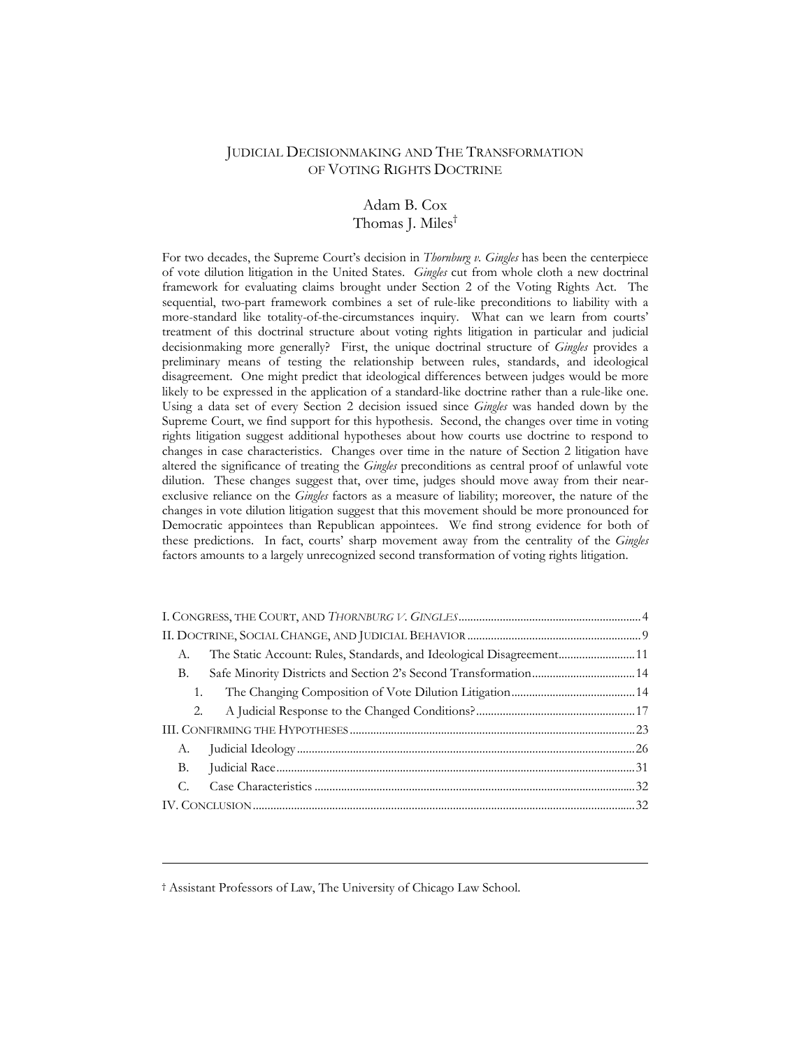# JUDICIAL DECISIONMAKING AND THE TRANSFORMATION OF VOTING RIGHTS DOCTRINE

Adam B. Cox
Thomas J. Miles[†]

For two decades, the Supreme Court's decision in *Thornburg v. Gingles* has been the centerpiece of vote dilution litigation in the United States. *Gingles* cut from whole cloth a new doctrinal framework for evaluating claims brought under Section 2 of the Voting Rights Act. The sequential, two-part framework combines a set of rule-like preconditions to liability with a more-standard like totality-of-the-circumstances inquiry. What can we learn from courts' treatment of this doctrinal structure about voting rights litigation in particular and judicial decisionmaking more generally? First, the unique doctrinal structure of *Gingles* provides a preliminary means of testing the relationship between rules, standards, and ideological disagreement. One might predict that ideological differences between judges would be more likely to be expressed in the application of a standard-like doctrine rather than a rule-like one. Using a data set of every Section 2 decision issued since *Gingles* was handed down by the Supreme Court, we find support for this hypothesis. Second, the changes over time in voting rights litigation suggest additional hypotheses about how courts use doctrine to respond to changes in case characteristics. Changes over time in the nature of Section 2 litigation have altered the significance of treating the *Gingles* preconditions as central proof of unlawful vote dilution. These changes suggest that, over time, judges should move away from their near-exclusive reliance on the *Gingles* factors as a measure of liability; moreover, the nature of the changes in vote dilution litigation suggest that this movement should be more pronounced for Democratic appointees than Republican appointees. We find strong evidence for both of these predictions. In fact, courts' sharp movement away from the centrality of the *Gingles* factors amounts to a largely unrecognized second transformation of voting rights litigation.

| | |
|---|---|
| I. CONGRESS, THE COURT, AND *THORNBURG V. GINGLES* | 4 |
| II. DOCTRINE, SOCIAL CHANGE, AND JUDICIAL BEHAVIOR | 9 |
| A. The Static Account: Rules, Standards, and Ideological Disagreement | 11 |
| B. Safe Minority Districts and Section 2's Second Transformation | 14 |
| 1. The Changing Composition of Vote Dilution Litigation | 14 |
| 2. A Judicial Response to the Changed Conditions? | 17 |
| III. CONFIRMING THE HYPOTHESES | 23 |
| A. Judicial Ideology | 26 |
| B. Judicial Race | 31 |
| C. Case Characteristics | 32 |
| IV. CONCLUSION | 32 |

[†] Assistant Professors of Law, The University of Chicago Law School.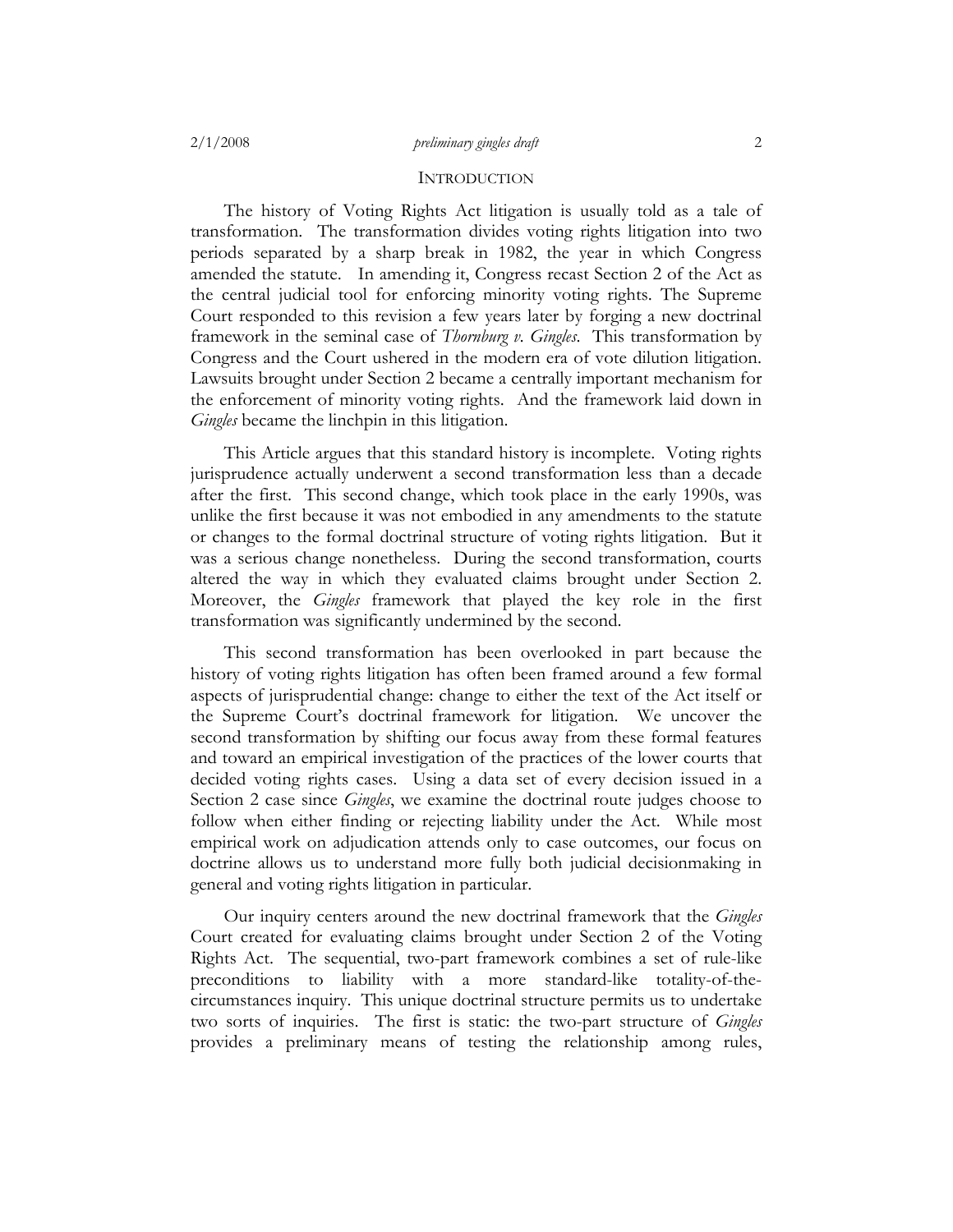## INTRODUCTION

The history of Voting Rights Act litigation is usually told as a tale of transformation. The transformation divides voting rights litigation into two periods separated by a sharp break in 1982, the year in which Congress amended the statute. In amending it, Congress recast Section 2 of the Act as the central judicial tool for enforcing minority voting rights. The Supreme Court responded to this revision a few years later by forging a new doctrinal framework in the seminal case of *Thornburg v. Gingles*. This transformation by Congress and the Court ushered in the modern era of vote dilution litigation. Lawsuits brought under Section 2 became a centrally important mechanism for the enforcement of minority voting rights. And the framework laid down in *Gingles* became the linchpin in this litigation.

This Article argues that this standard history is incomplete. Voting rights jurisprudence actually underwent a second transformation less than a decade after the first. This second change, which took place in the early 1990s, was unlike the first because it was not embodied in any amendments to the statute or changes to the formal doctrinal structure of voting rights litigation. But it was a serious change nonetheless. During the second transformation, courts altered the way in which they evaluated claims brought under Section 2. Moreover, the *Gingles* framework that played the key role in the first transformation was significantly undermined by the second.

This second transformation has been overlooked in part because the history of voting rights litigation has often been framed around a few formal aspects of jurisprudential change: change to either the text of the Act itself or the Supreme Court's doctrinal framework for litigation. We uncover the second transformation by shifting our focus away from these formal features and toward an empirical investigation of the practices of the lower courts that decided voting rights cases. Using a data set of every decision issued in a Section 2 case since *Gingles*, we examine the doctrinal route judges choose to follow when either finding or rejecting liability under the Act. While most empirical work on adjudication attends only to case outcomes, our focus on doctrine allows us to understand more fully both judicial decisionmaking in general and voting rights litigation in particular.

Our inquiry centers around the new doctrinal framework that the *Gingles* Court created for evaluating claims brought under Section 2 of the Voting Rights Act. The sequential, two-part framework combines a set of rule-like preconditions to liability with a more standard-like totality-of-the-circumstances inquiry. This unique doctrinal structure permits us to undertake two sorts of inquiries. The first is static: the two-part structure of *Gingles* provides a preliminary means of testing the relationship among rules,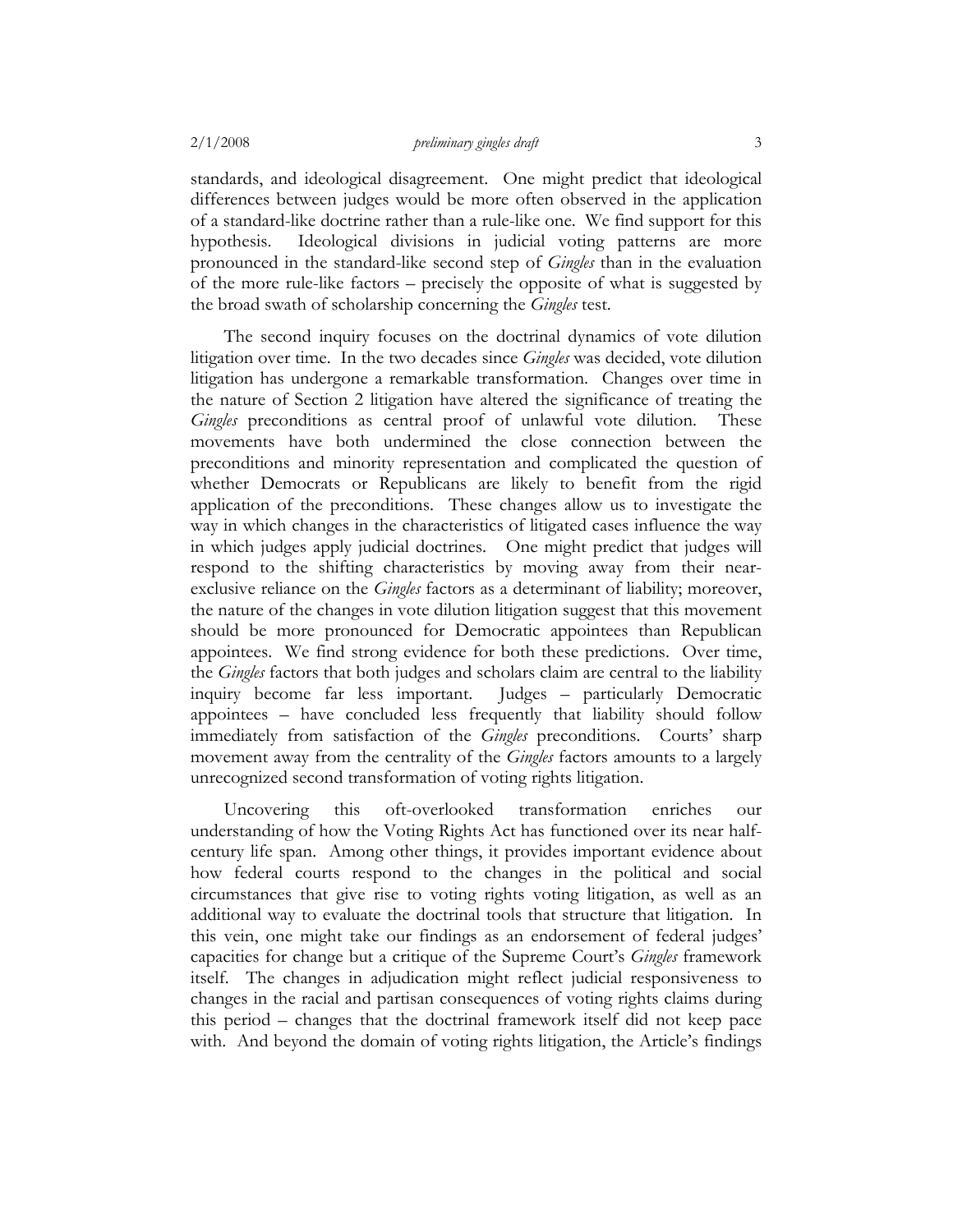standards, and ideological disagreement. One might predict that ideological differences between judges would be more often observed in the application of a standard-like doctrine rather than a rule-like one. We find support for this hypothesis. Ideological divisions in judicial voting patterns are more pronounced in the standard-like second step of *Gingles* than in the evaluation of the more rule-like factors – precisely the opposite of what is suggested by the broad swath of scholarship concerning the *Gingles* test.

The second inquiry focuses on the doctrinal dynamics of vote dilution litigation over time. In the two decades since *Gingles* was decided, vote dilution litigation has undergone a remarkable transformation. Changes over time in the nature of Section 2 litigation have altered the significance of treating the *Gingles* preconditions as central proof of unlawful vote dilution. These movements have both undermined the close connection between the preconditions and minority representation and complicated the question of whether Democrats or Republicans are likely to benefit from the rigid application of the preconditions. These changes allow us to investigate the way in which changes in the characteristics of litigated cases influence the way in which judges apply judicial doctrines. One might predict that judges will respond to the shifting characteristics by moving away from their near-exclusive reliance on the *Gingles* factors as a determinant of liability; moreover, the nature of the changes in vote dilution litigation suggest that this movement should be more pronounced for Democratic appointees than Republican appointees. We find strong evidence for both these predictions. Over time, the *Gingles* factors that both judges and scholars claim are central to the liability inquiry become far less important. Judges – particularly Democratic appointees – have concluded less frequently that liability should follow immediately from satisfaction of the *Gingles* preconditions. Courts' sharp movement away from the centrality of the *Gingles* factors amounts to a largely unrecognized second transformation of voting rights litigation.

Uncovering this oft-overlooked transformation enriches our understanding of how the Voting Rights Act has functioned over its near half-century life span. Among other things, it provides important evidence about how federal courts respond to the changes in the political and social circumstances that give rise to voting rights voting litigation, as well as an additional way to evaluate the doctrinal tools that structure that litigation. In this vein, one might take our findings as an endorsement of federal judges' capacities for change but a critique of the Supreme Court's *Gingles* framework itself. The changes in adjudication might reflect judicial responsiveness to changes in the racial and partisan consequences of voting rights claims during this period – changes that the doctrinal framework itself did not keep pace with. And beyond the domain of voting rights litigation, the Article's findings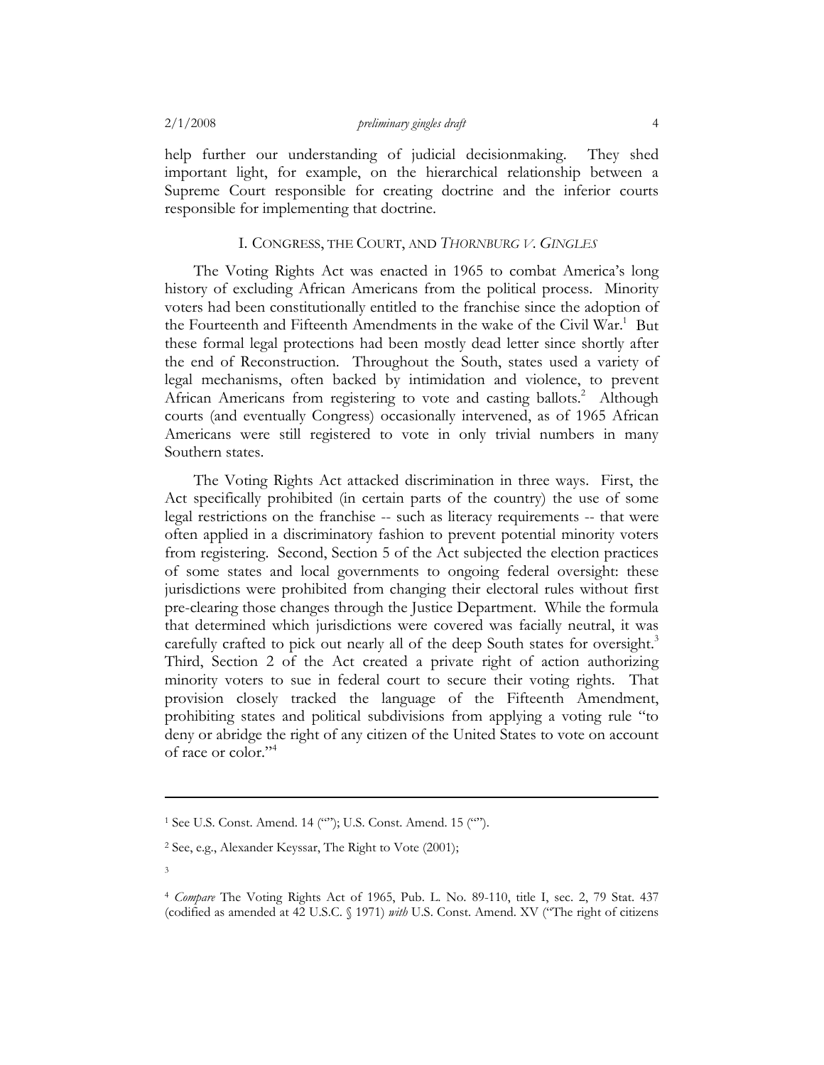help further our understanding of judicial decisionmaking. They shed important light, for example, on the hierarchical relationship between a Supreme Court responsible for creating doctrine and the inferior courts responsible for implementing that doctrine.

## I. CONGRESS, THE COURT, AND *THORNBURG V. GINGLES*

The Voting Rights Act was enacted in 1965 to combat America's long history of excluding African Americans from the political process. Minority voters had been constitutionally entitled to the franchise since the adoption of the Fourteenth and Fifteenth Amendments in the wake of the Civil War.[1] But these formal legal protections had been mostly dead letter since shortly after the end of Reconstruction. Throughout the South, states used a variety of legal mechanisms, often backed by intimidation and violence, to prevent African Americans from registering to vote and casting ballots.[2] Although courts (and eventually Congress) occasionally intervened, as of 1965 African Americans were still registered to vote in only trivial numbers in many Southern states.

The Voting Rights Act attacked discrimination in three ways. First, the Act specifically prohibited (in certain parts of the country) the use of some legal restrictions on the franchise -- such as literacy requirements -- that were often applied in a discriminatory fashion to prevent potential minority voters from registering. Second, Section 5 of the Act subjected the election practices of some states and local governments to ongoing federal oversight: these jurisdictions were prohibited from changing their electoral rules without first pre-clearing those changes through the Justice Department. While the formula that determined which jurisdictions were covered was facially neutral, it was carefully crafted to pick out nearly all of the deep South states for oversight.[3] Third, Section 2 of the Act created a private right of action authorizing minority voters to sue in federal court to secure their voting rights. That provision closely tracked the language of the Fifteenth Amendment, prohibiting states and political subdivisions from applying a voting rule "to deny or abridge the right of any citizen of the United States to vote on account of race or color."[4]

---

[1] See U.S. Const. Amend. 14 (""); U.S. Const. Amend. 15 ("").

[2] See, e.g., Alexander Keyssar, The Right to Vote (2001);

[3]

[4] *Compare* The Voting Rights Act of 1965, Pub. L. No. 89-110, title I, sec. 2, 79 Stat. 437 (codified as amended at 42 U.S.C. § 1971) *with* U.S. Const. Amend. XV ("The right of citizens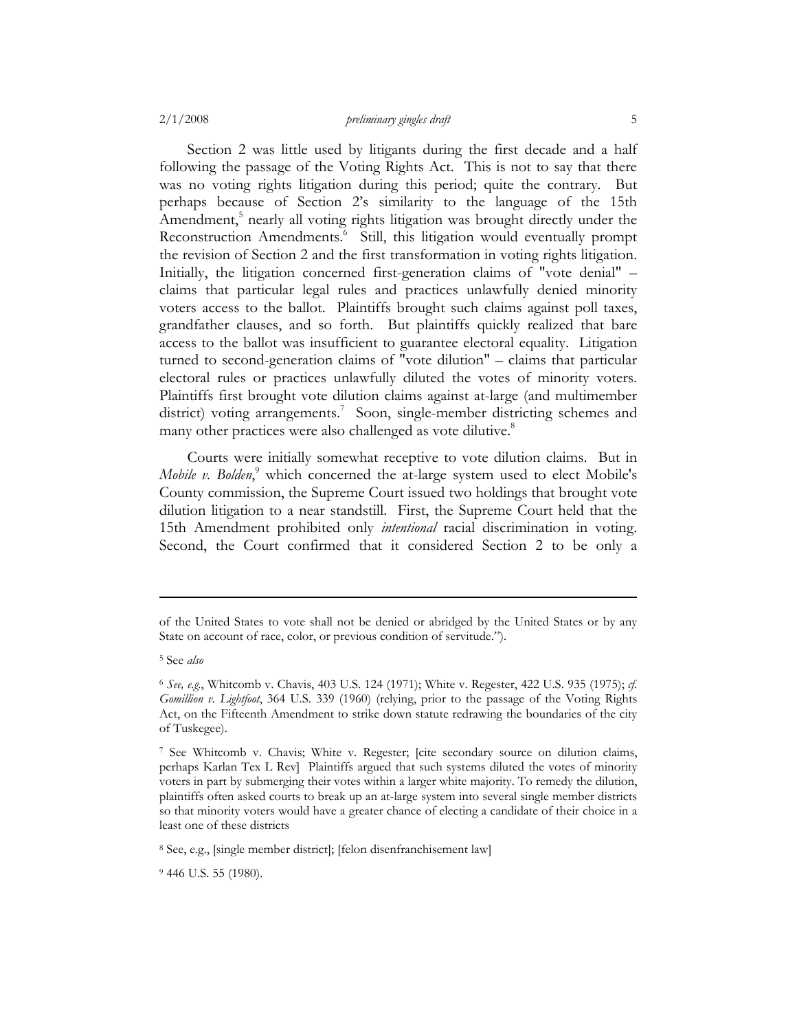Section 2 was little used by litigants during the first decade and a half following the passage of the Voting Rights Act. This is not to say that there was no voting rights litigation during this period; quite the contrary. But perhaps because of Section 2's similarity to the language of the 15th Amendment,[5] nearly all voting rights litigation was brought directly under the Reconstruction Amendments.[6] Still, this litigation would eventually prompt the revision of Section 2 and the first transformation in voting rights litigation. Initially, the litigation concerned first-generation claims of "vote denial" – claims that particular legal rules and practices unlawfully denied minority voters access to the ballot. Plaintiffs brought such claims against poll taxes, grandfather clauses, and so forth. But plaintiffs quickly realized that bare access to the ballot was insufficient to guarantee electoral equality. Litigation turned to second-generation claims of "vote dilution" – claims that particular electoral rules or practices unlawfully diluted the votes of minority voters. Plaintiffs first brought vote dilution claims against at-large (and multimember district) voting arrangements.[7] Soon, single-member districting schemes and many other practices were also challenged as vote dilutive.[8]

Courts were initially somewhat receptive to vote dilution claims. But in *Mobile v. Bolden*,[9] which concerned the at-large system used to elect Mobile's County commission, the Supreme Court issued two holdings that brought vote dilution litigation to a near standstill. First, the Supreme Court held that the 15th Amendment prohibited only *intentional* racial discrimination in voting. Second, the Court confirmed that it considered Section 2 to be only a

---

of the United States to vote shall not be denied or abridged by the United States or by any State on account of race, color, or previous condition of servitude.").

[5] See *also*

[6] *See, e.g.*, Whitcomb v. Chavis, 403 U.S. 124 (1971); White v. Regester, 422 U.S. 935 (1975); *cf. Gomillion v. Lightfoot*, 364 U.S. 339 (1960) (relying, prior to the passage of the Voting Rights Act, on the Fifteenth Amendment to strike down statute redrawing the boundaries of the city of Tuskegee).

[7] See Whitcomb v. Chavis; White v. Regester; [cite secondary source on dilution claims, perhaps Karlan Tex L Rev] Plaintiffs argued that such systems diluted the votes of minority voters in part by submerging their votes within a larger white majority. To remedy the dilution, plaintiffs often asked courts to break up an at-large system into several single member districts so that minority voters would have a greater chance of electing a candidate of their choice in a least one of these districts

[8] See, e.g., [single member district]; [felon disenfranchisement law]

[9] 446 U.S. 55 (1980).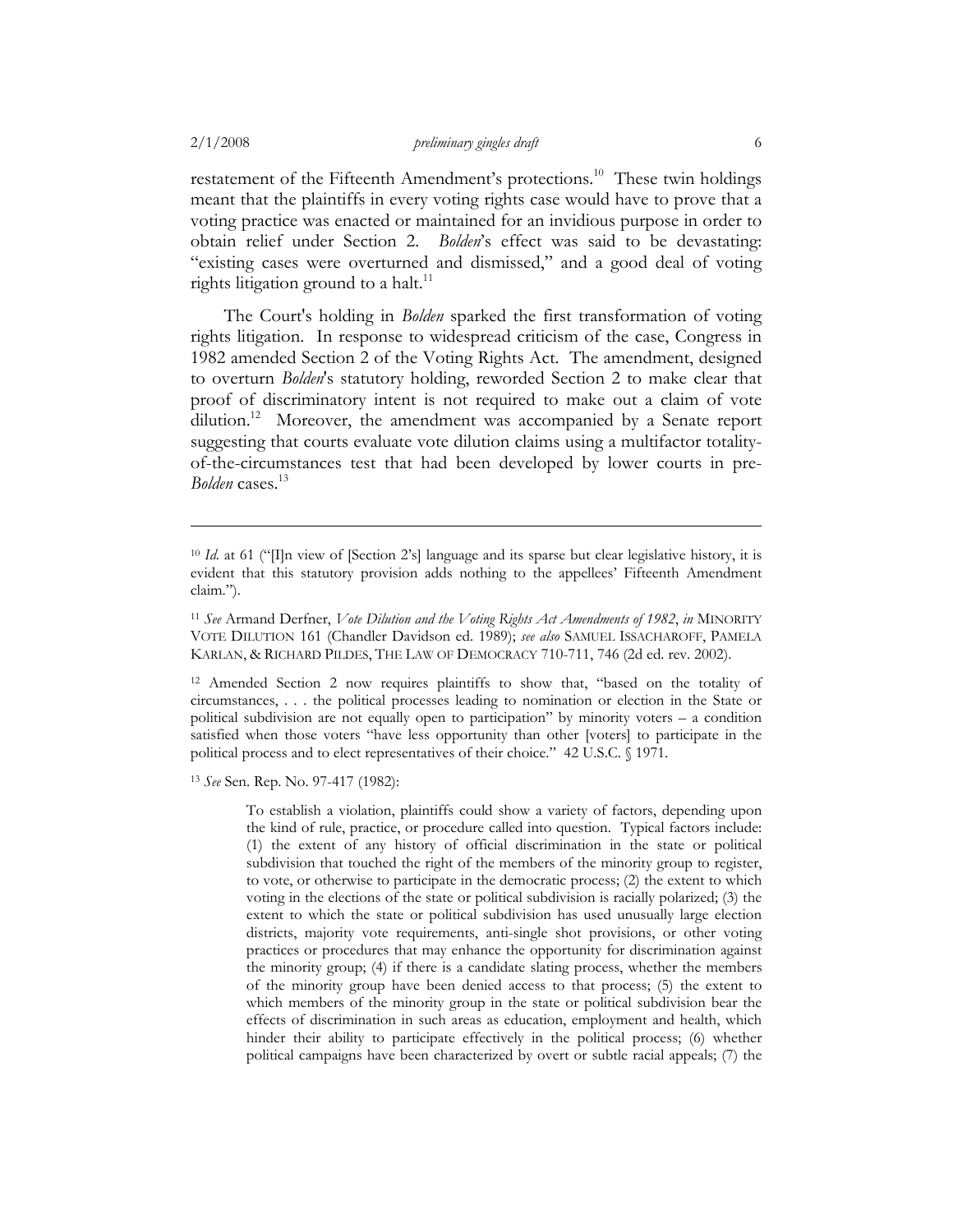restatement of the Fifteenth Amendment's protections.[10] These twin holdings meant that the plaintiffs in every voting rights case would have to prove that a voting practice was enacted or maintained for an invidious purpose in order to obtain relief under Section 2. *Bolden*'s effect was said to be devastating: "existing cases were overturned and dismissed," and a good deal of voting rights litigation ground to a halt.[11]

The Court's holding in *Bolden* sparked the first transformation of voting rights litigation. In response to widespread criticism of the case, Congress in 1982 amended Section 2 of the Voting Rights Act. The amendment, designed to overturn *Bolden*'s statutory holding, reworded Section 2 to make clear that proof of discriminatory intent is not required to make out a claim of vote dilution.[12] Moreover, the amendment was accompanied by a Senate report suggesting that courts evaluate vote dilution claims using a multifactor totality-of-the-circumstances test that had been developed by lower courts in pre-*Bolden* cases.[13]

---

[10] *Id.* at 61 ("[I]n view of [Section 2's] language and its sparse but clear legislative history, it is evident that this statutory provision adds nothing to the appellees' Fifteenth Amendment claim.").

[11] *See* Armand Derfner, *Vote Dilution and the Voting Rights Act Amendments of 1982*, *in* MINORITY VOTE DILUTION 161 (Chandler Davidson ed. 1989); *see also* SAMUEL ISSACHAROFF, PAMELA KARLAN, & RICHARD PILDES, THE LAW OF DEMOCRACY 710-711, 746 (2d ed. rev. 2002).

[12] Amended Section 2 now requires plaintiffs to show that, "based on the totality of circumstances, . . . the political processes leading to nomination or election in the State or political subdivision are not equally open to participation" by minority voters – a condition satisfied when those voters "have less opportunity than other [voters] to participate in the political process and to elect representatives of their choice." 42 U.S.C. § 1971.

[13] *See* Sen. Rep. No. 97-417 (1982):

> To establish a violation, plaintiffs could show a variety of factors, depending upon the kind of rule, practice, or procedure called into question. Typical factors include: (1) the extent of any history of official discrimination in the state or political subdivision that touched the right of the members of the minority group to register, to vote, or otherwise to participate in the democratic process; (2) the extent to which voting in the elections of the state or political subdivision is racially polarized; (3) the extent to which the state or political subdivision has used unusually large election districts, majority vote requirements, anti-single shot provisions, or other voting practices or procedures that may enhance the opportunity for discrimination against the minority group; (4) if there is a candidate slating process, whether the members of the minority group have been denied access to that process; (5) the extent to which members of the minority group in the state or political subdivision bear the effects of discrimination in such areas as education, employment and health, which hinder their ability to participate effectively in the political process; (6) whether political campaigns have been characterized by overt or subtle racial appeals; (7) the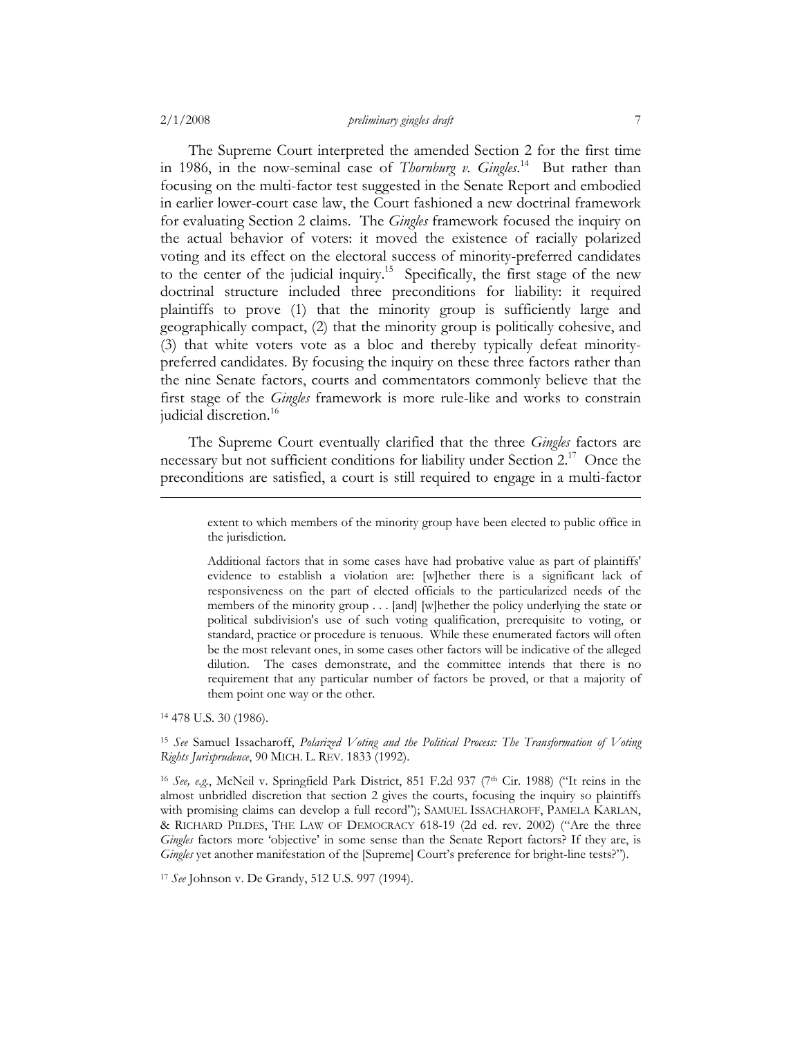The Supreme Court interpreted the amended Section 2 for the first time in 1986, in the now-seminal case of *Thornburg v. Gingles*.[14] But rather than focusing on the multi-factor test suggested in the Senate Report and embodied in earlier lower-court case law, the Court fashioned a new doctrinal framework for evaluating Section 2 claims. The *Gingles* framework focused the inquiry on the actual behavior of voters: it moved the existence of racially polarized voting and its effect on the electoral success of minority-preferred candidates to the center of the judicial inquiry.[15] Specifically, the first stage of the new doctrinal structure included three preconditions for liability: it required plaintiffs to prove (1) that the minority group is sufficiently large and geographically compact, (2) that the minority group is politically cohesive, and (3) that white voters vote as a bloc and thereby typically defeat minority-preferred candidates. By focusing the inquiry on these three factors rather than the nine Senate factors, courts and commentators commonly believe that the first stage of the *Gingles* framework is more rule-like and works to constrain judicial discretion.[16]

The Supreme Court eventually clarified that the three *Gingles* factors are necessary but not sufficient conditions for liability under Section 2.[17] Once the preconditions are satisfied, a court is still required to engage in a multi-factor

---

> extent to which members of the minority group have been elected to public office in the jurisdiction.
>
> Additional factors that in some cases have had probative value as part of plaintiffs' evidence to establish a violation are: [w]hether there is a significant lack of responsiveness on the part of elected officials to the particularized needs of the members of the minority group . . . [and] [w]hether the policy underlying the state or political subdivision's use of such voting qualification, prerequisite to voting, or standard, practice or procedure is tenuous. While these enumerated factors will often be the most relevant ones, in some cases other factors will be indicative of the alleged dilution. The cases demonstrate, and the committee intends that there is no requirement that any particular number of factors be proved, or that a majority of them point one way or the other.

[14] 478 U.S. 30 (1986).

[15] *See* Samuel Issacharoff, *Polarized Voting and the Political Process: The Transformation of Voting Rights Jurisprudence*, 90 MICH. L. REV. 1833 (1992).

[16] *See, e.g.*, McNeil v. Springfield Park District, 851 F.2d 937 (7th Cir. 1988) ("It reins in the almost unbridled discretion that section 2 gives the courts, focusing the inquiry so plaintiffs with promising claims can develop a full record"); SAMUEL ISSACHAROFF, PAMELA KARLAN, & RICHARD PILDES, THE LAW OF DEMOCRACY 618-19 (2d ed. rev. 2002) ("Are the three *Gingles* factors more 'objective' in some sense than the Senate Report factors? If they are, is *Gingles* yet another manifestation of the [Supreme] Court's preference for bright-line tests?").

[17] *See* Johnson v. De Grandy, 512 U.S. 997 (1994).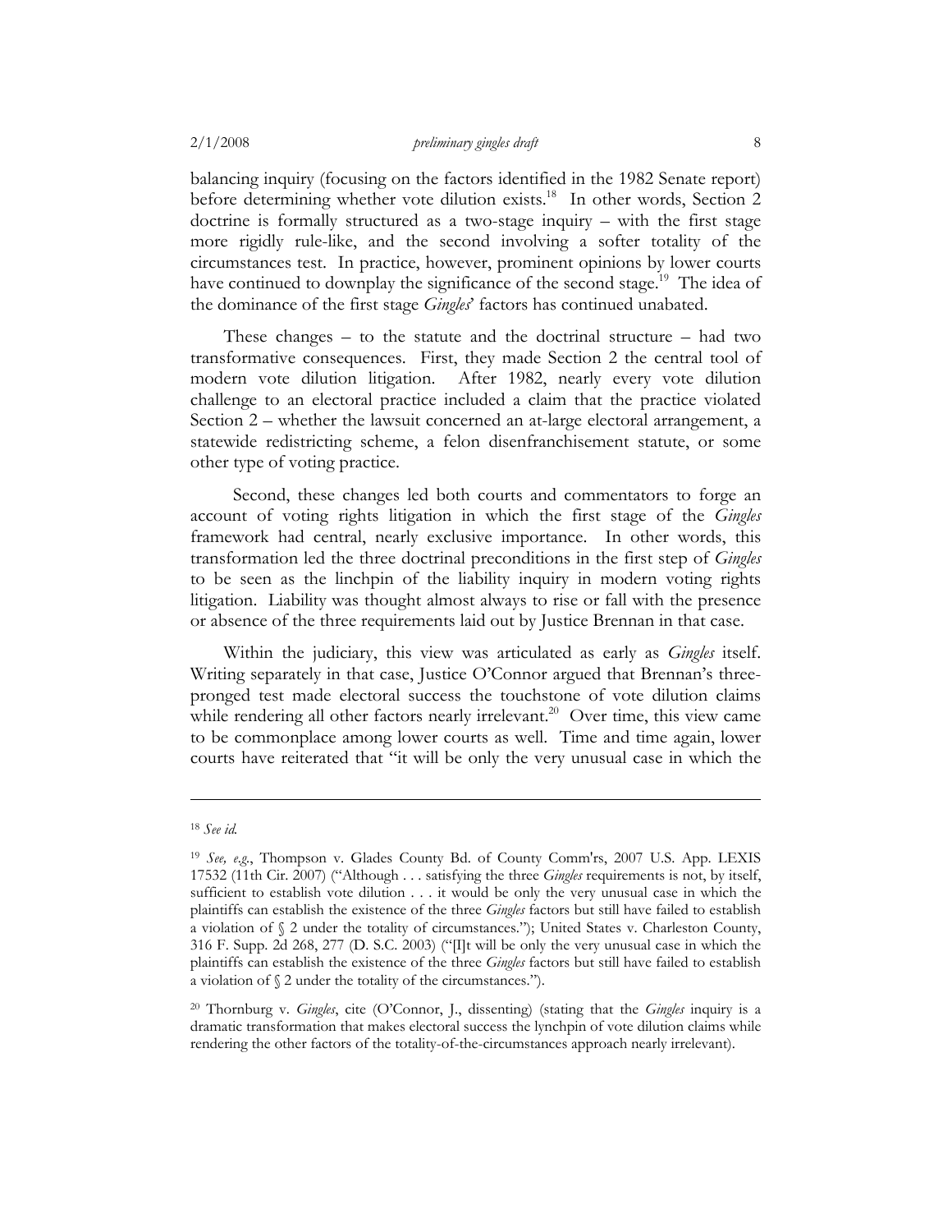balancing inquiry (focusing on the factors identified in the 1982 Senate report) before determining whether vote dilution exists.[18] In other words, Section 2 doctrine is formally structured as a two-stage inquiry – with the first stage more rigidly rule-like, and the second involving a softer totality of the circumstances test. In practice, however, prominent opinions by lower courts have continued to downplay the significance of the second stage.[19] The idea of the dominance of the first stage *Gingles*' factors has continued unabated.

These changes – to the statute and the doctrinal structure – had two transformative consequences. First, they made Section 2 the central tool of modern vote dilution litigation. After 1982, nearly every vote dilution challenge to an electoral practice included a claim that the practice violated Section 2 – whether the lawsuit concerned an at-large electoral arrangement, a statewide redistricting scheme, a felon disenfranchisement statute, or some other type of voting practice.

Second, these changes led both courts and commentators to forge an account of voting rights litigation in which the first stage of the *Gingles* framework had central, nearly exclusive importance. In other words, this transformation led the three doctrinal preconditions in the first step of *Gingles* to be seen as the linchpin of the liability inquiry in modern voting rights litigation. Liability was thought almost always to rise or fall with the presence or absence of the three requirements laid out by Justice Brennan in that case.

Within the judiciary, this view was articulated as early as *Gingles* itself. Writing separately in that case, Justice O'Connor argued that Brennan's three-pronged test made electoral success the touchstone of vote dilution claims while rendering all other factors nearly irrelevant.[20] Over time, this view came to be commonplace among lower courts as well. Time and time again, lower courts have reiterated that "it will be only the very unusual case in which the

---

[18] *See id.*

[19] *See, e.g.*, Thompson v. Glades County Bd. of County Comm'rs, 2007 U.S. App. LEXIS 17532 (11th Cir. 2007) ("Although . . . satisfying the three *Gingles* requirements is not, by itself, sufficient to establish vote dilution . . . it would be only the very unusual case in which the plaintiffs can establish the existence of the three *Gingles* factors but still have failed to establish a violation of § 2 under the totality of circumstances."); United States v. Charleston County, 316 F. Supp. 2d 268, 277 (D. S.C. 2003) ("[I]t will be only the very unusual case in which the plaintiffs can establish the existence of the three *Gingles* factors but still have failed to establish a violation of § 2 under the totality of the circumstances.").

[20] Thornburg v. *Gingles*, cite (O'Connor, J., dissenting) (stating that the *Gingles* inquiry is a dramatic transformation that makes electoral success the lynchpin of vote dilution claims while rendering the other factors of the totality-of-the-circumstances approach nearly irrelevant).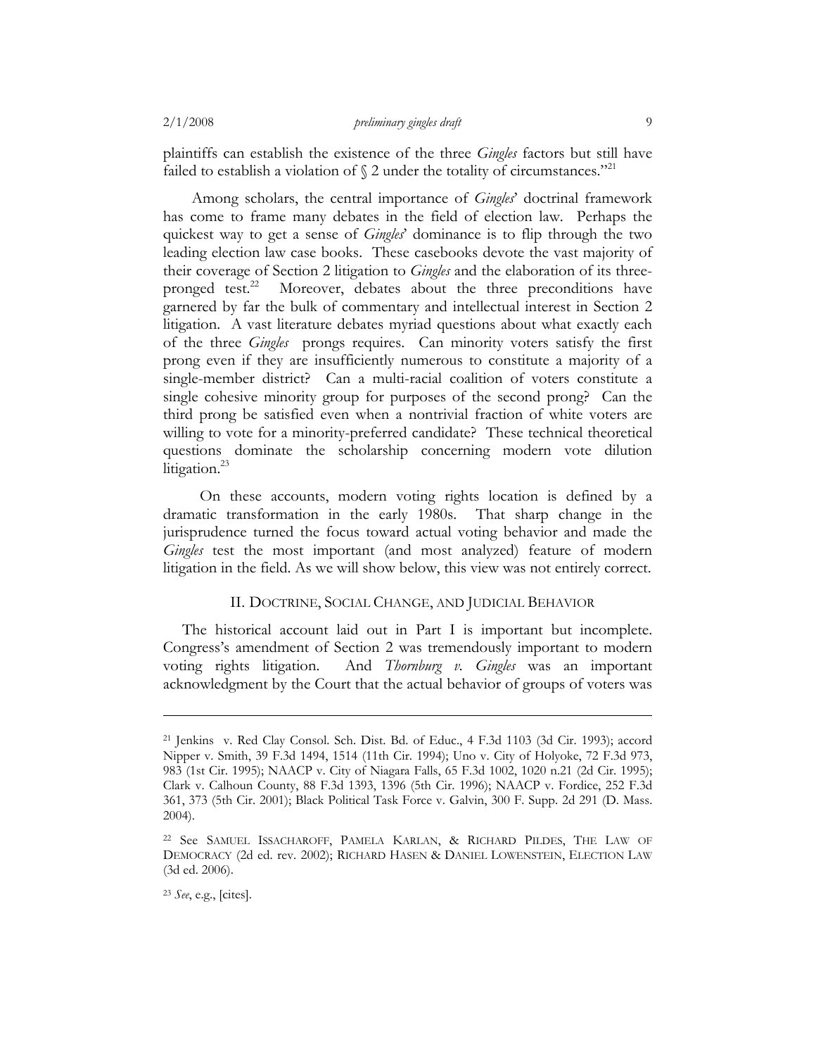plaintiffs can establish the existence of the three *Gingles* factors but still have failed to establish a violation of § 2 under the totality of circumstances."[21]

Among scholars, the central importance of *Gingles*' doctrinal framework has come to frame many debates in the field of election law. Perhaps the quickest way to get a sense of *Gingles*' dominance is to flip through the two leading election law case books. These casebooks devote the vast majority of their coverage of Section 2 litigation to *Gingles* and the elaboration of its three-pronged test.[22] Moreover, debates about the three preconditions have garnered by far the bulk of commentary and intellectual interest in Section 2 litigation. A vast literature debates myriad questions about what exactly each of the three *Gingles* prongs requires. Can minority voters satisfy the first prong even if they are insufficiently numerous to constitute a majority of a single-member district? Can a multi-racial coalition of voters constitute a single cohesive minority group for purposes of the second prong? Can the third prong be satisfied even when a nontrivial fraction of white voters are willing to vote for a minority-preferred candidate? These technical theoretical questions dominate the scholarship concerning modern vote dilution litigation.[23]

On these accounts, modern voting rights location is defined by a dramatic transformation in the early 1980s. That sharp change in the jurisprudence turned the focus toward actual voting behavior and made the *Gingles* test the most important (and most analyzed) feature of modern litigation in the field. As we will show below, this view was not entirely correct.

## II. Doctrine, Social Change, and Judicial Behavior

The historical account laid out in Part I is important but incomplete. Congress's amendment of Section 2 was tremendously important to modern voting rights litigation. And *Thornburg v. Gingles* was an important acknowledgment by the Court that the actual behavior of groups of voters was

---

[21] Jenkins v. Red Clay Consol. Sch. Dist. Bd. of Educ., 4 F.3d 1103 (3d Cir. 1993); accord Nipper v. Smith, 39 F.3d 1494, 1514 (11th Cir. 1994); Uno v. City of Holyoke, 72 F.3d 973, 983 (1st Cir. 1995); NAACP v. City of Niagara Falls, 65 F.3d 1002, 1020 n.21 (2d Cir. 1995); Clark v. Calhoun County, 88 F.3d 1393, 1396 (5th Cir. 1996); NAACP v. Fordice, 252 F.3d 361, 373 (5th Cir. 2001); Black Political Task Force v. Galvin, 300 F. Supp. 2d 291 (D. Mass. 2004).

[22] See Samuel Issacharoff, Pamela Karlan, & Richard Pildes, The Law of Democracy (2d ed. rev. 2002); Richard Hasen & Daniel Lowenstein, Election Law (3d ed. 2006).

[23] *See*, e.g., [cites].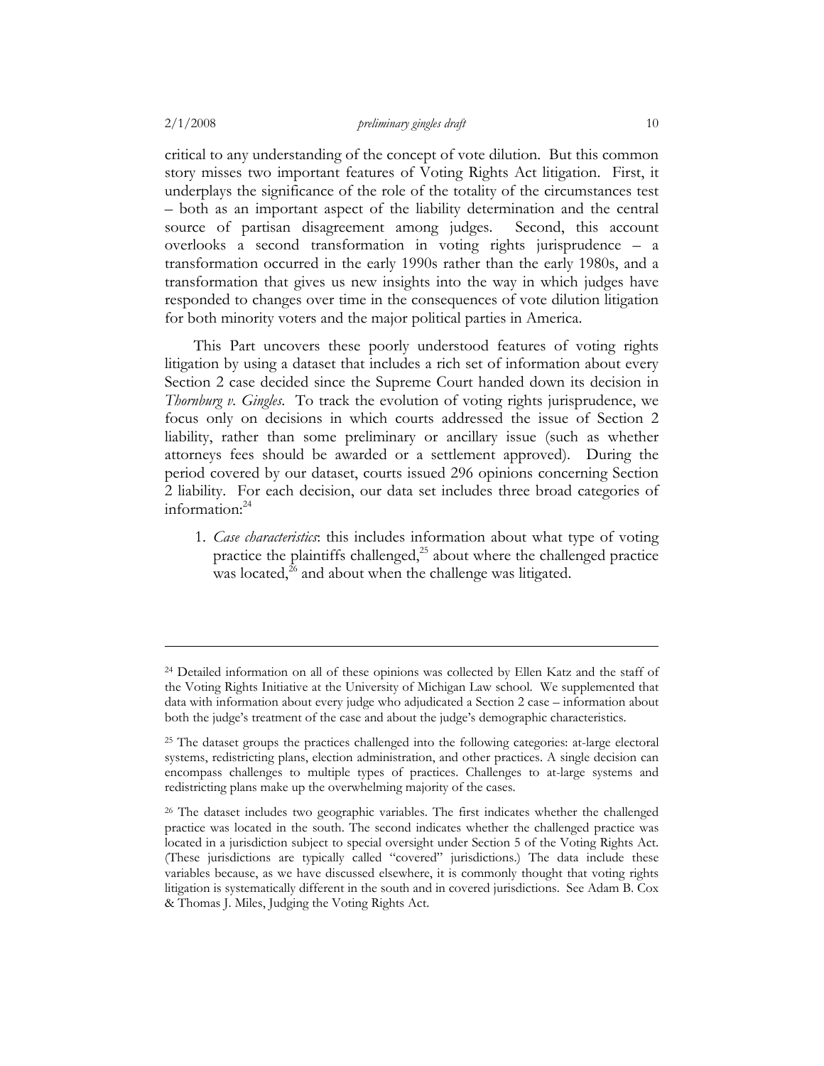critical to any understanding of the concept of vote dilution. But this common story misses two important features of Voting Rights Act litigation. First, it underplays the significance of the role of the totality of the circumstances test – both as an important aspect of the liability determination and the central source of partisan disagreement among judges. Second, this account overlooks a second transformation in voting rights jurisprudence – a transformation occurred in the early 1990s rather than the early 1980s, and a transformation that gives us new insights into the way in which judges have responded to changes over time in the consequences of vote dilution litigation for both minority voters and the major political parties in America.

This Part uncovers these poorly understood features of voting rights litigation by using a dataset that includes a rich set of information about every Section 2 case decided since the Supreme Court handed down its decision in *Thornburg v. Gingles*. To track the evolution of voting rights jurisprudence, we focus only on decisions in which courts addressed the issue of Section 2 liability, rather than some preliminary or ancillary issue (such as whether attorneys fees should be awarded or a settlement approved). During the period covered by our dataset, courts issued 296 opinions concerning Section 2 liability. For each decision, our data set includes three broad categories of information:[24]

1. *Case characteristics*: this includes information about what type of voting practice the plaintiffs challenged,[25] about where the challenged practice was located,[26] and about when the challenge was litigated.

---

[24] Detailed information on all of these opinions was collected by Ellen Katz and the staff of the Voting Rights Initiative at the University of Michigan Law school. We supplemented that data with information about every judge who adjudicated a Section 2 case – information about both the judge's treatment of the case and about the judge's demographic characteristics.

[25] The dataset groups the practices challenged into the following categories: at-large electoral systems, redistricting plans, election administration, and other practices. A single decision can encompass challenges to multiple types of practices. Challenges to at-large systems and redistricting plans make up the overwhelming majority of the cases.

[26] The dataset includes two geographic variables. The first indicates whether the challenged practice was located in the south. The second indicates whether the challenged practice was located in a jurisdiction subject to special oversight under Section 5 of the Voting Rights Act. (These jurisdictions are typically called "covered" jurisdictions.) The data include these variables because, as we have discussed elsewhere, it is commonly thought that voting rights litigation is systematically different in the south and in covered jurisdictions. See Adam B. Cox & Thomas J. Miles, Judging the Voting Rights Act.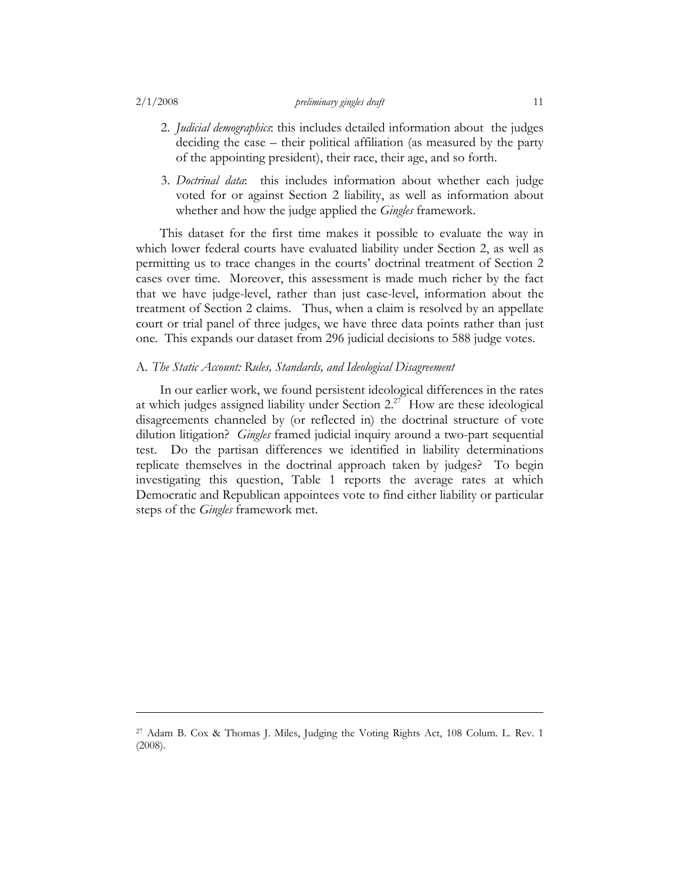2. *Judicial demographics*: this includes detailed information about the judges deciding the case – their political affiliation (as measured by the party of the appointing president), their race, their age, and so forth.

3. *Doctrinal data*: this includes information about whether each judge voted for or against Section 2 liability, as well as information about whether and how the judge applied the *Gingles* framework.

This dataset for the first time makes it possible to evaluate the way in which lower federal courts have evaluated liability under Section 2, as well as permitting us to trace changes in the courts' doctrinal treatment of Section 2 cases over time. Moreover, this assessment is made much richer by the fact that we have judge-level, rather than just case-level, information about the treatment of Section 2 claims. Thus, when a claim is resolved by an appellate court or trial panel of three judges, we have three data points rather than just one. This expands our dataset from 296 judicial decisions to 588 judge votes.

### A. *The Static Account: Rules, Standards, and Ideological Disagreement*

In our earlier work, we found persistent ideological differences in the rates at which judges assigned liability under Section 2.[27] How are these ideological disagreements channeled by (or reflected in) the doctrinal structure of vote dilution litigation? *Gingles* framed judicial inquiry around a two-part sequential test. Do the partisan differences we identified in liability determinations replicate themselves in the doctrinal approach taken by judges? To begin investigating this question, Table 1 reports the average rates at which Democratic and Republican appointees vote to find either liability or particular steps of the *Gingles* framework met.

---

[27] Adam B. Cox & Thomas J. Miles, Judging the Voting Rights Act, 108 Colum. L. Rev. 1 (2008).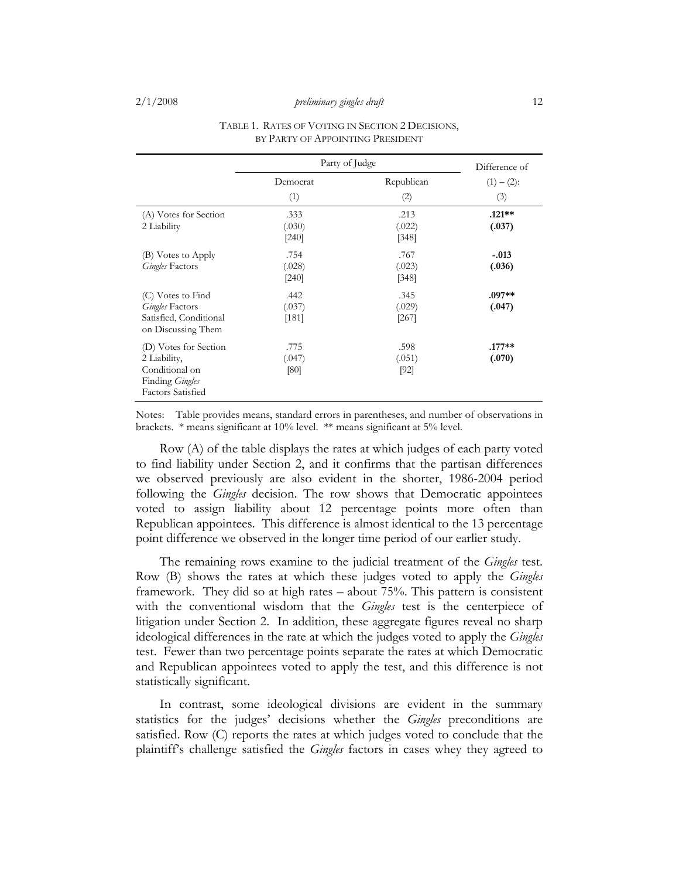TABLE 1. RATES OF VOTING IN SECTION 2 DECISIONS, BY PARTY OF APPOINTING PRESIDENT

| | Party of Judge | | Difference of |
|---|---|---|---|
| | Democrat | Republican | (1) – (2): |
| | (1) | (2) | (3) |
| (A) Votes for Section 2 Liability | .333<br>(.030)<br>[240] | .213<br>(.022)<br>[348] | **.121\*\***<br>**(.037)** |
| (B) Votes to Apply *Gingles* Factors | .754<br>(.028)<br>[240] | .767<br>(.023)<br>[348] | **-.013**<br>**(.036)** |
| (C) Votes to Find *Gingles* Factors Satisfied, Conditional on Discussing Them | .442<br>(.037)<br>[181] | .345<br>(.029)<br>[267] | **.097\*\***<br>**(.047)** |
| (D) Votes for Section 2 Liability, Conditional on Finding *Gingles* Factors Satisfied | .775<br>(.047)<br>[80] | .598<br>(.051)<br>[92] | **.177\*\***<br>**(.070)** |

Notes: Table provides means, standard errors in parentheses, and number of observations in brackets. * means significant at 10% level. ** means significant at 5% level.

Row (A) of the table displays the rates at which judges of each party voted to find liability under Section 2, and it confirms that the partisan differences we observed previously are also evident in the shorter, 1986-2004 period following the *Gingles* decision. The row shows that Democratic appointees voted to assign liability about 12 percentage points more often than Republican appointees. This difference is almost identical to the 13 percentage point difference we observed in the longer time period of our earlier study.

The remaining rows examine to the judicial treatment of the *Gingles* test. Row (B) shows the rates at which these judges voted to apply the *Gingles* framework. They did so at high rates – about 75%. This pattern is consistent with the conventional wisdom that the *Gingles* test is the centerpiece of litigation under Section 2. In addition, these aggregate figures reveal no sharp ideological differences in the rate at which the judges voted to apply the *Gingles* test. Fewer than two percentage points separate the rates at which Democratic and Republican appointees voted to apply the test, and this difference is not statistically significant.

In contrast, some ideological divisions are evident in the summary statistics for the judges' decisions whether the *Gingles* preconditions are satisfied. Row (C) reports the rates at which judges voted to conclude that the plaintiff's challenge satisfied the *Gingles* factors in cases whey they agreed to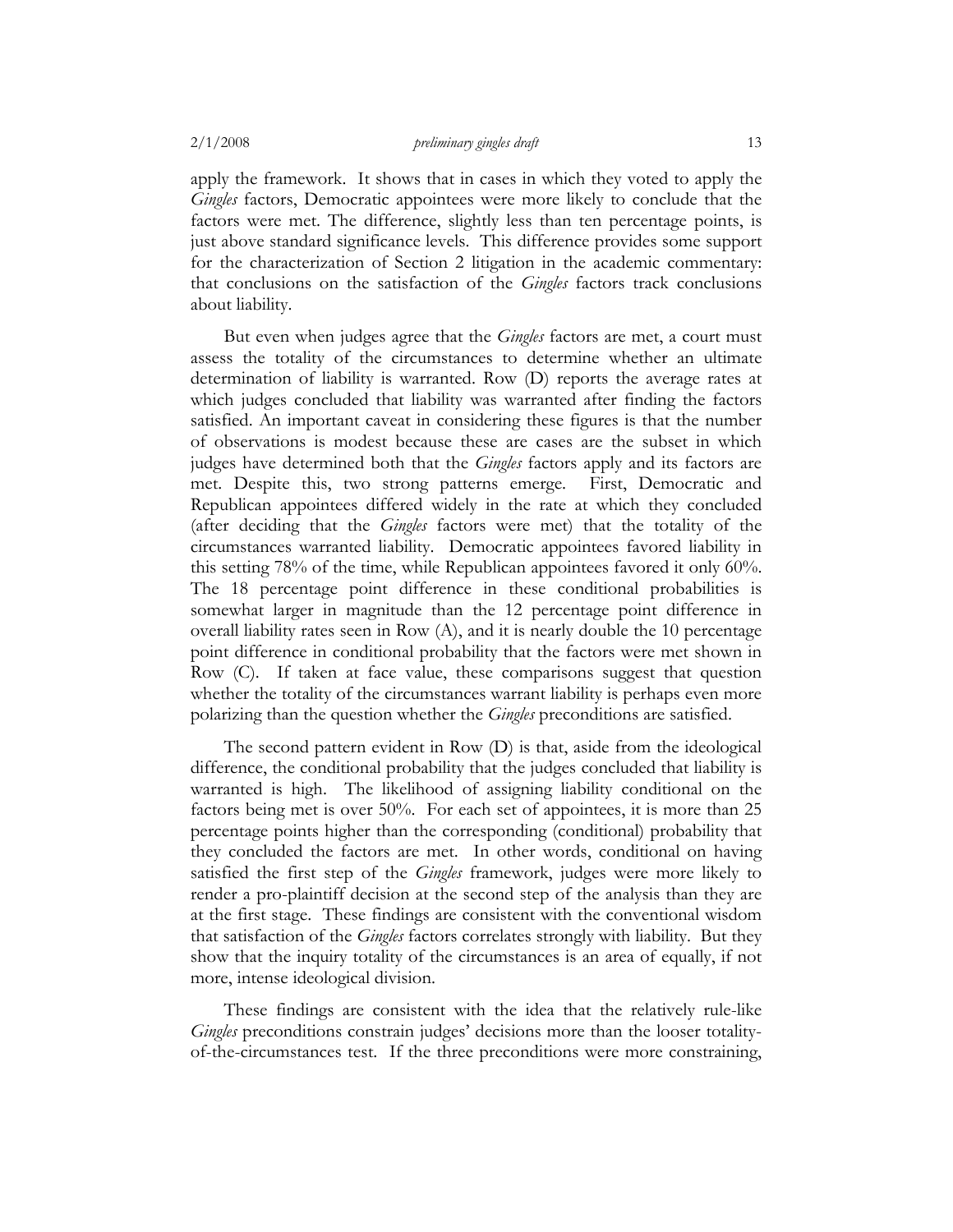apply the framework. It shows that in cases in which they voted to apply the *Gingles* factors, Democratic appointees were more likely to conclude that the factors were met. The difference, slightly less than ten percentage points, is just above standard significance levels. This difference provides some support for the characterization of Section 2 litigation in the academic commentary: that conclusions on the satisfaction of the *Gingles* factors track conclusions about liability.

But even when judges agree that the *Gingles* factors are met, a court must assess the totality of the circumstances to determine whether an ultimate determination of liability is warranted. Row (D) reports the average rates at which judges concluded that liability was warranted after finding the factors satisfied. An important caveat in considering these figures is that the number of observations is modest because these are cases are the subset in which judges have determined both that the *Gingles* factors apply and its factors are met. Despite this, two strong patterns emerge. First, Democratic and Republican appointees differed widely in the rate at which they concluded (after deciding that the *Gingles* factors were met) that the totality of the circumstances warranted liability. Democratic appointees favored liability in this setting 78% of the time, while Republican appointees favored it only 60%. The 18 percentage point difference in these conditional probabilities is somewhat larger in magnitude than the 12 percentage point difference in overall liability rates seen in Row (A), and it is nearly double the 10 percentage point difference in conditional probability that the factors were met shown in Row (C). If taken at face value, these comparisons suggest that question whether the totality of the circumstances warrant liability is perhaps even more polarizing than the question whether the *Gingles* preconditions are satisfied.

The second pattern evident in Row (D) is that, aside from the ideological difference, the conditional probability that the judges concluded that liability is warranted is high. The likelihood of assigning liability conditional on the factors being met is over 50%. For each set of appointees, it is more than 25 percentage points higher than the corresponding (conditional) probability that they concluded the factors are met. In other words, conditional on having satisfied the first step of the *Gingles* framework, judges were more likely to render a pro-plaintiff decision at the second step of the analysis than they are at the first stage. These findings are consistent with the conventional wisdom that satisfaction of the *Gingles* factors correlates strongly with liability. But they show that the inquiry totality of the circumstances is an area of equally, if not more, intense ideological division.

These findings are consistent with the idea that the relatively rule-like *Gingles* preconditions constrain judges' decisions more than the looser totality-of-the-circumstances test. If the three preconditions were more constraining,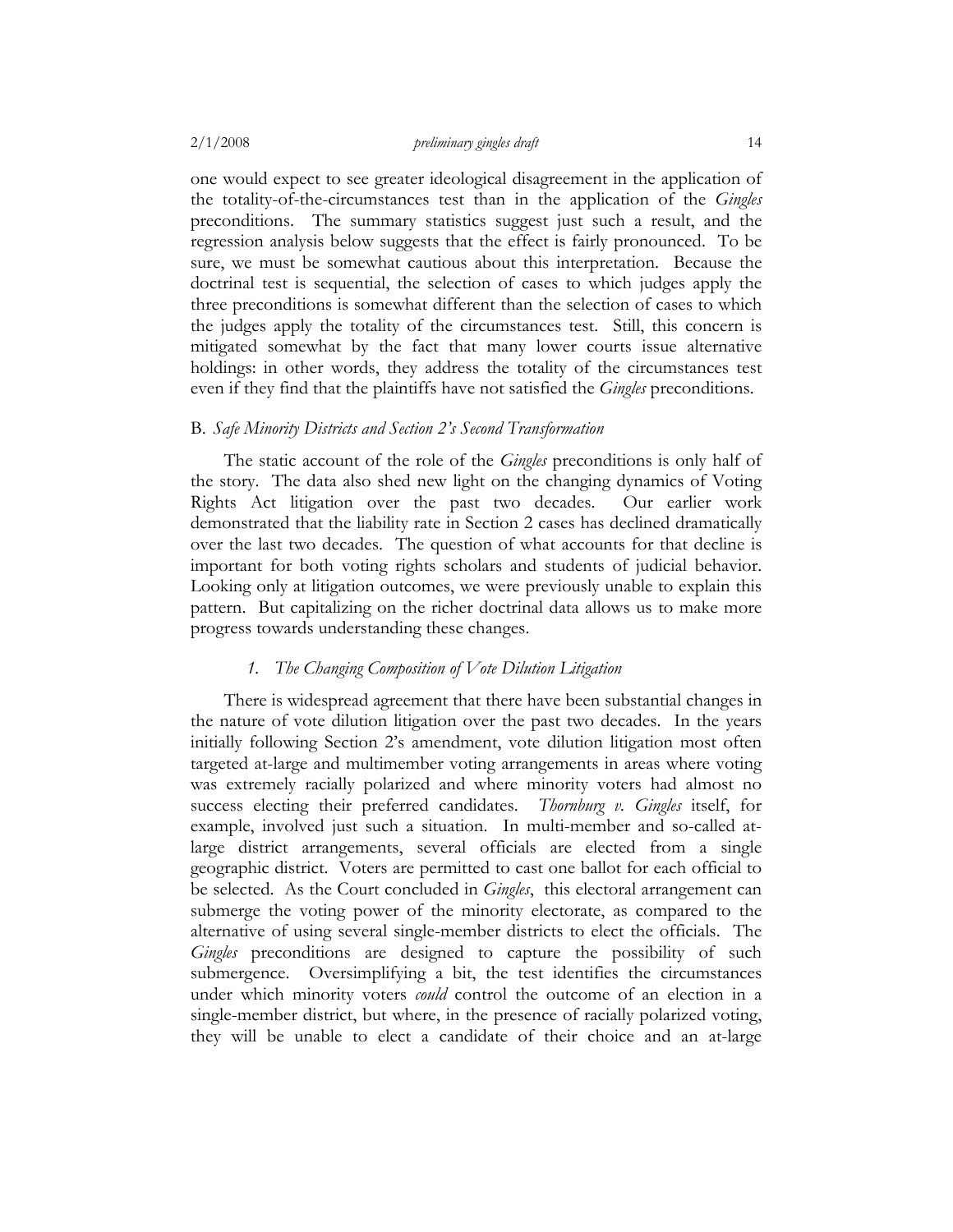one would expect to see greater ideological disagreement in the application of the totality-of-the-circumstances test than in the application of the *Gingles* preconditions. The summary statistics suggest just such a result, and the regression analysis below suggests that the effect is fairly pronounced. To be sure, we must be somewhat cautious about this interpretation. Because the doctrinal test is sequential, the selection of cases to which judges apply the three preconditions is somewhat different than the selection of cases to which the judges apply the totality of the circumstances test. Still, this concern is mitigated somewhat by the fact that many lower courts issue alternative holdings: in other words, they address the totality of the circumstances test even if they find that the plaintiffs have not satisfied the *Gingles* preconditions.

### B. *Safe Minority Districts and Section 2's Second Transformation*

The static account of the role of the *Gingles* preconditions is only half of the story. The data also shed new light on the changing dynamics of Voting Rights Act litigation over the past two decades. Our earlier work demonstrated that the liability rate in Section 2 cases has declined dramatically over the last two decades. The question of what accounts for that decline is important for both voting rights scholars and students of judicial behavior. Looking only at litigation outcomes, we were previously unable to explain this pattern. But capitalizing on the richer doctrinal data allows us to make more progress towards understanding these changes.

#### *1. The Changing Composition of Vote Dilution Litigation*

There is widespread agreement that there have been substantial changes in the nature of vote dilution litigation over the past two decades. In the years initially following Section 2's amendment, vote dilution litigation most often targeted at-large and multimember voting arrangements in areas where voting was extremely racially polarized and where minority voters had almost no success electing their preferred candidates. *Thornburg v. Gingles* itself, for example, involved just such a situation. In multi-member and so-called at-large district arrangements, several officials are elected from a single geographic district. Voters are permitted to cast one ballot for each official to be selected. As the Court concluded in *Gingles*, this electoral arrangement can submerge the voting power of the minority electorate, as compared to the alternative of using several single-member districts to elect the officials. The *Gingles* preconditions are designed to capture the possibility of such submergence. Oversimplifying a bit, the test identifies the circumstances under which minority voters *could* control the outcome of an election in a single-member district, but where, in the presence of racially polarized voting, they will be unable to elect a candidate of their choice and an at-large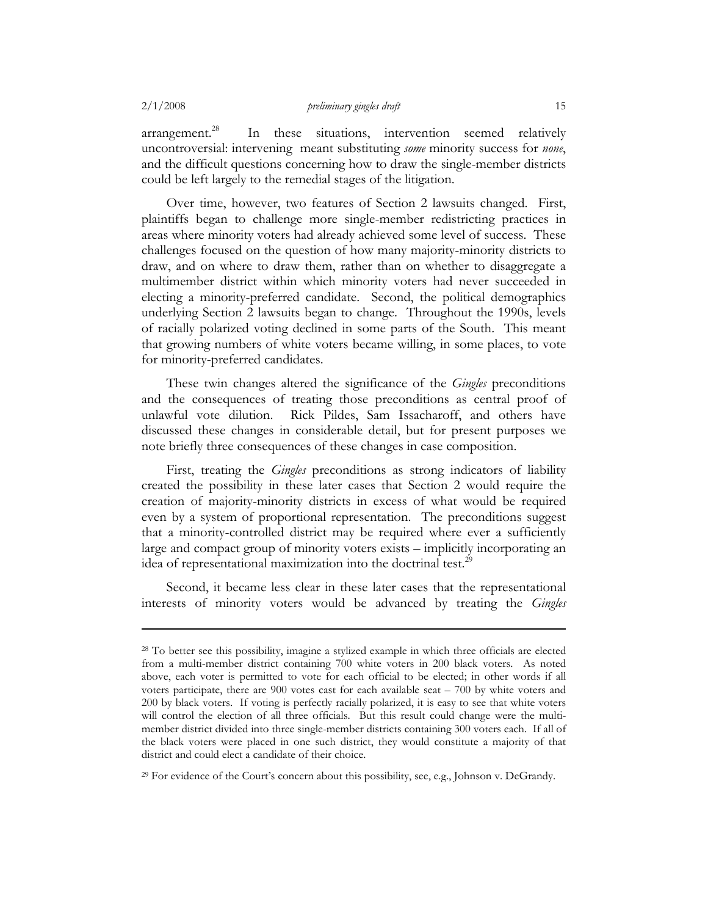arrangement.[28] In these situations, intervention seemed relatively uncontroversial: intervening meant substituting *some* minority success for *none*, and the difficult questions concerning how to draw the single-member districts could be left largely to the remedial stages of the litigation.

Over time, however, two features of Section 2 lawsuits changed. First, plaintiffs began to challenge more single-member redistricting practices in areas where minority voters had already achieved some level of success. These challenges focused on the question of how many majority-minority districts to draw, and on where to draw them, rather than on whether to disaggregate a multimember district within which minority voters had never succeeded in electing a minority-preferred candidate. Second, the political demographics underlying Section 2 lawsuits began to change. Throughout the 1990s, levels of racially polarized voting declined in some parts of the South. This meant that growing numbers of white voters became willing, in some places, to vote for minority-preferred candidates.

These twin changes altered the significance of the *Gingles* preconditions and the consequences of treating those preconditions as central proof of unlawful vote dilution. Rick Pildes, Sam Issacharoff, and others have discussed these changes in considerable detail, but for present purposes we note briefly three consequences of these changes in case composition.

First, treating the *Gingles* preconditions as strong indicators of liability created the possibility in these later cases that Section 2 would require the creation of majority-minority districts in excess of what would be required even by a system of proportional representation. The preconditions suggest that a minority-controlled district may be required where ever a sufficiently large and compact group of minority voters exists – implicitly incorporating an idea of representational maximization into the doctrinal test.[29]

Second, it became less clear in these later cases that the representational interests of minority voters would be advanced by treating the *Gingles*

---

[28] To better see this possibility, imagine a stylized example in which three officials are elected from a multi-member district containing 700 white voters in 200 black voters. As noted above, each voter is permitted to vote for each official to be elected; in other words if all voters participate, there are 900 votes cast for each available seat – 700 by white voters and 200 by black voters. If voting is perfectly racially polarized, it is easy to see that white voters will control the election of all three officials. But this result could change were the multi-member district divided into three single-member districts containing 300 voters each. If all of the black voters were placed in one such district, they would constitute a majority of that district and could elect a candidate of their choice.

[29] For evidence of the Court's concern about this possibility, see, e.g., Johnson v. DeGrandy.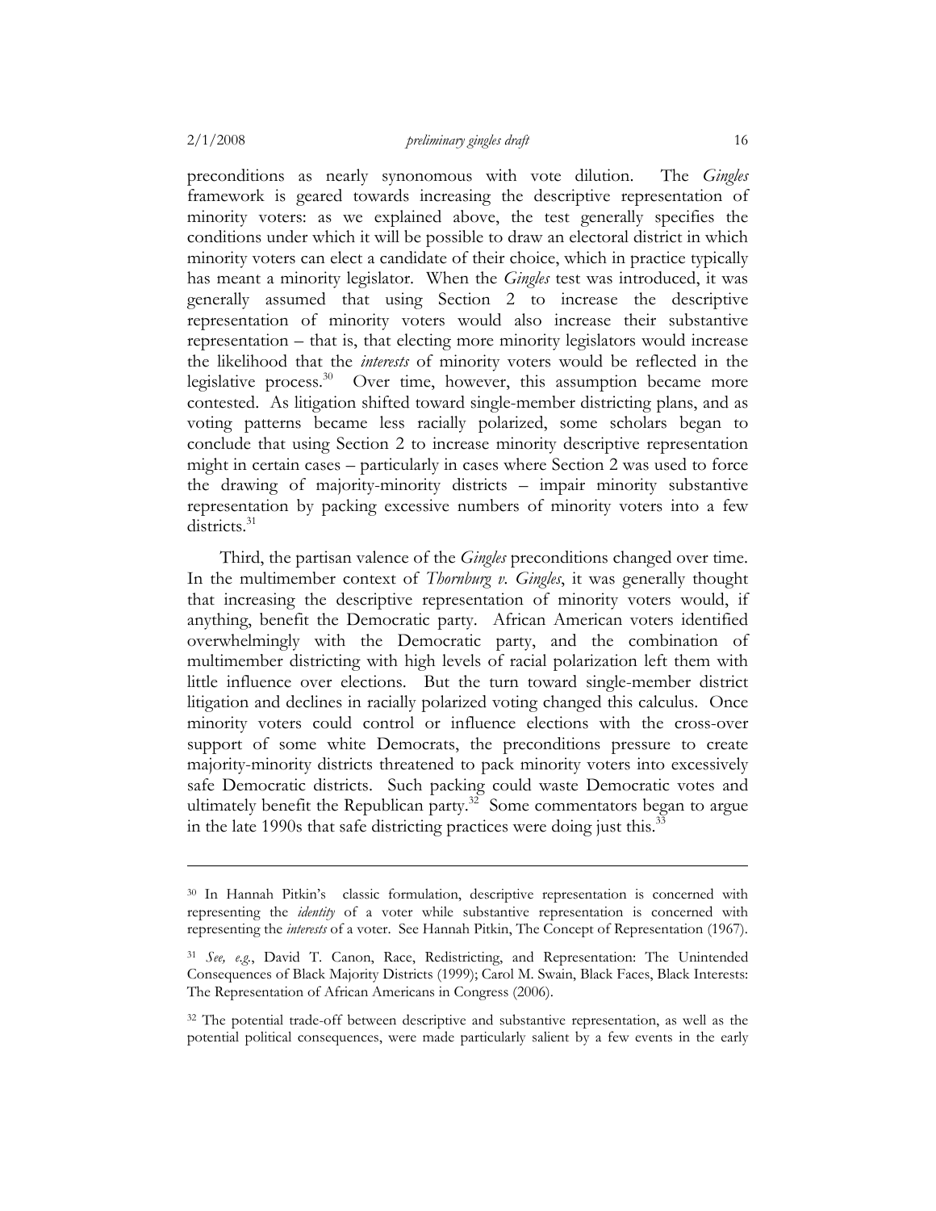preconditions as nearly synonomous with vote dilution. The *Gingles* framework is geared towards increasing the descriptive representation of minority voters: as we explained above, the test generally specifies the conditions under which it will be possible to draw an electoral district in which minority voters can elect a candidate of their choice, which in practice typically has meant a minority legislator. When the *Gingles* test was introduced, it was generally assumed that using Section 2 to increase the descriptive representation of minority voters would also increase their substantive representation – that is, that electing more minority legislators would increase the likelihood that the *interests* of minority voters would be reflected in the legislative process.[30] Over time, however, this assumption became more contested. As litigation shifted toward single-member districting plans, and as voting patterns became less racially polarized, some scholars began to conclude that using Section 2 to increase minority descriptive representation might in certain cases – particularly in cases where Section 2 was used to force the drawing of majority-minority districts – impair minority substantive representation by packing excessive numbers of minority voters into a few districts.[31]

Third, the partisan valence of the *Gingles* preconditions changed over time. In the multimember context of *Thornburg v. Gingles*, it was generally thought that increasing the descriptive representation of minority voters would, if anything, benefit the Democratic party. African American voters identified overwhelmingly with the Democratic party, and the combination of multimember districting with high levels of racial polarization left them with little influence over elections. But the turn toward single-member district litigation and declines in racially polarized voting changed this calculus. Once minority voters could control or influence elections with the cross-over support of some white Democrats, the preconditions pressure to create majority-minority districts threatened to pack minority voters into excessively safe Democratic districts. Such packing could waste Democratic votes and ultimately benefit the Republican party.[32] Some commentators began to argue in the late 1990s that safe districting practices were doing just this.[33]

---

[30] In Hannah Pitkin's classic formulation, descriptive representation is concerned with representing the *identity* of a voter while substantive representation is concerned with representing the *interests* of a voter. See Hannah Pitkin, The Concept of Representation (1967).

[31] *See, e.g.*, David T. Canon, Race, Redistricting, and Representation: The Unintended Consequences of Black Majority Districts (1999); Carol M. Swain, Black Faces, Black Interests: The Representation of African Americans in Congress (2006).

[32] The potential trade-off between descriptive and substantive representation, as well as the potential political consequences, were made particularly salient by a few events in the early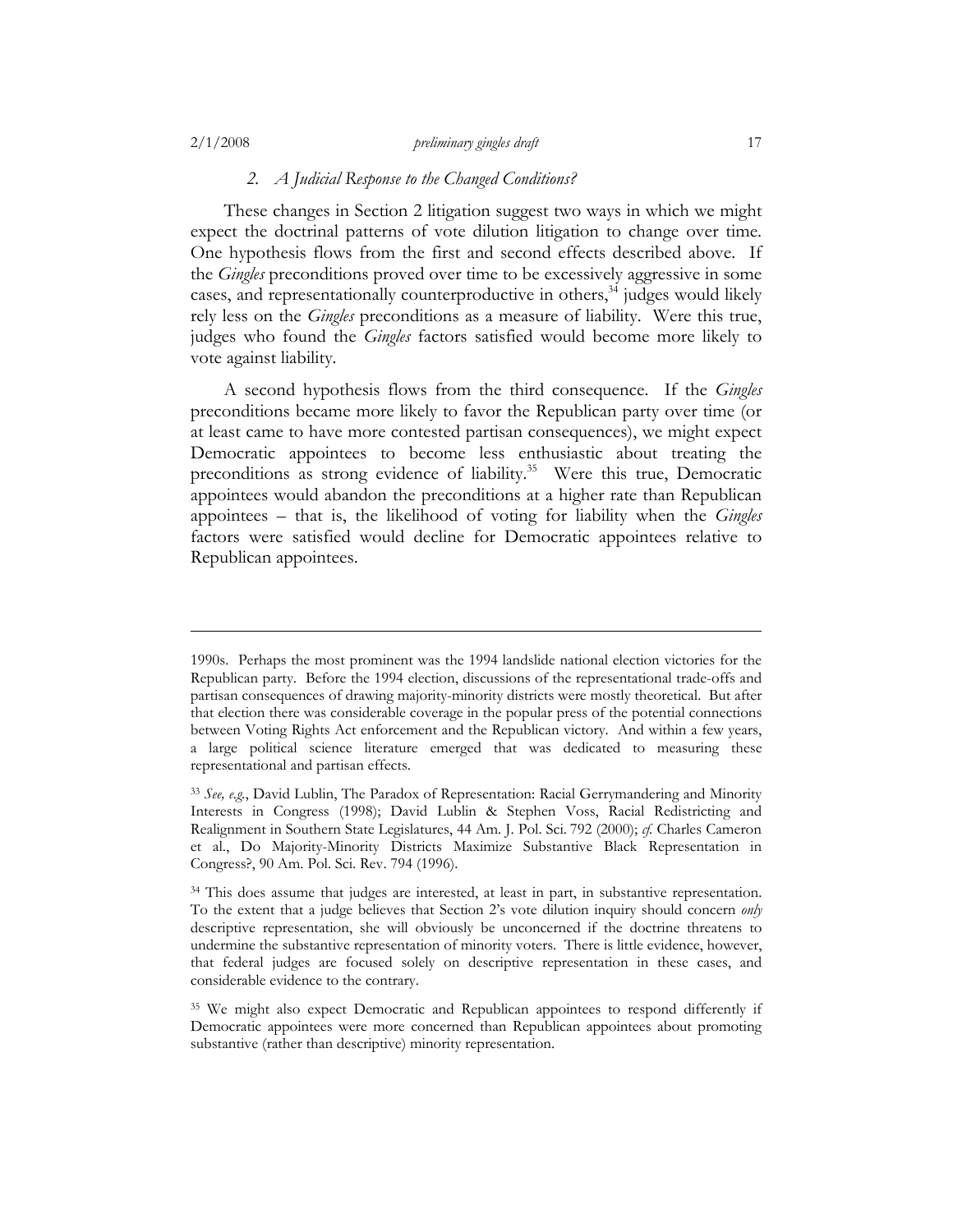### *2. A Judicial Response to the Changed Conditions?*

These changes in Section 2 litigation suggest two ways in which we might expect the doctrinal patterns of vote dilution litigation to change over time. One hypothesis flows from the first and second effects described above. If the *Gingles* preconditions proved over time to be excessively aggressive in some cases, and representationally counterproductive in others,[34] judges would likely rely less on the *Gingles* preconditions as a measure of liability. Were this true, judges who found the *Gingles* factors satisfied would become more likely to vote against liability.

A second hypothesis flows from the third consequence. If the *Gingles* preconditions became more likely to favor the Republican party over time (or at least came to have more contested partisan consequences), we might expect Democratic appointees to become less enthusiastic about treating the preconditions as strong evidence of liability.[35] Were this true, Democratic appointees would abandon the preconditions at a higher rate than Republican appointees – that is, the likelihood of voting for liability when the *Gingles* factors were satisfied would decline for Democratic appointees relative to Republican appointees.

---

1990s. Perhaps the most prominent was the 1994 landslide national election victories for the Republican party. Before the 1994 election, discussions of the representational trade-offs and partisan consequences of drawing majority-minority districts were mostly theoretical. But after that election there was considerable coverage in the popular press of the potential connections between Voting Rights Act enforcement and the Republican victory. And within a few years, a large political science literature emerged that was dedicated to measuring these representational and partisan effects.

[33] *See, e.g.*, David Lublin, The Paradox of Representation: Racial Gerrymandering and Minority Interests in Congress (1998); David Lublin & Stephen Voss, Racial Redistricting and Realignment in Southern State Legislatures, 44 Am. J. Pol. Sci. 792 (2000); *cf.* Charles Cameron et al., Do Majority-Minority Districts Maximize Substantive Black Representation in Congress?, 90 Am. Pol. Sci. Rev. 794 (1996).

[34] This does assume that judges are interested, at least in part, in substantive representation. To the extent that a judge believes that Section 2's vote dilution inquiry should concern *only* descriptive representation, she will obviously be unconcerned if the doctrine threatens to undermine the substantive representation of minority voters. There is little evidence, however, that federal judges are focused solely on descriptive representation in these cases, and considerable evidence to the contrary.

[35] We might also expect Democratic and Republican appointees to respond differently if Democratic appointees were more concerned than Republican appointees about promoting substantive (rather than descriptive) minority representation.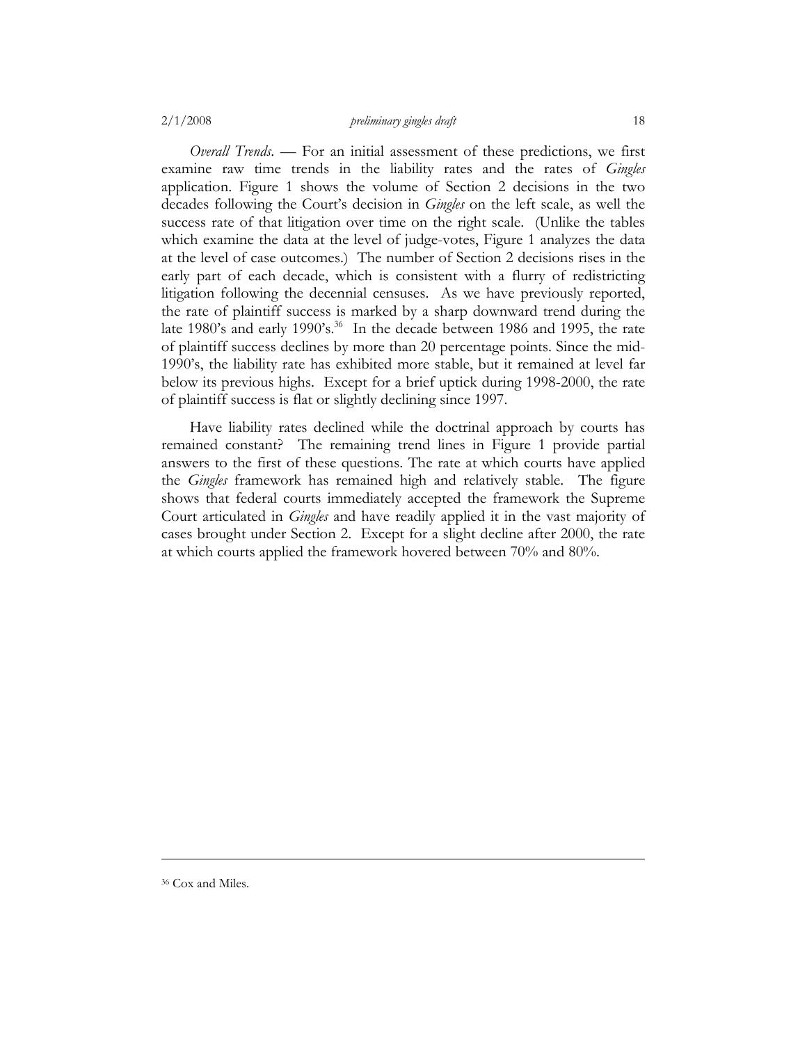*Overall Trends.* — For an initial assessment of these predictions, we first examine raw time trends in the liability rates and the rates of *Gingles* application. Figure 1 shows the volume of Section 2 decisions in the two decades following the Court's decision in *Gingles* on the left scale, as well the success rate of that litigation over time on the right scale. (Unlike the tables which examine the data at the level of judge-votes, Figure 1 analyzes the data at the level of case outcomes.) The number of Section 2 decisions rises in the early part of each decade, which is consistent with a flurry of redistricting litigation following the decennial censuses. As we have previously reported, the rate of plaintiff success is marked by a sharp downward trend during the late 1980's and early 1990's.[36] In the decade between 1986 and 1995, the rate of plaintiff success declines by more than 20 percentage points. Since the mid-1990's, the liability rate has exhibited more stable, but it remained at level far below its previous highs. Except for a brief uptick during 1998-2000, the rate of plaintiff success is flat or slightly declining since 1997.

Have liability rates declined while the doctrinal approach by courts has remained constant? The remaining trend lines in Figure 1 provide partial answers to the first of these questions. The rate at which courts have applied the *Gingles* framework has remained high and relatively stable. The figure shows that federal courts immediately accepted the framework the Supreme Court articulated in *Gingles* and have readily applied it in the vast majority of cases brought under Section 2. Except for a slight decline after 2000, the rate at which courts applied the framework hovered between 70% and 80%.

---

[36] Cox and Miles.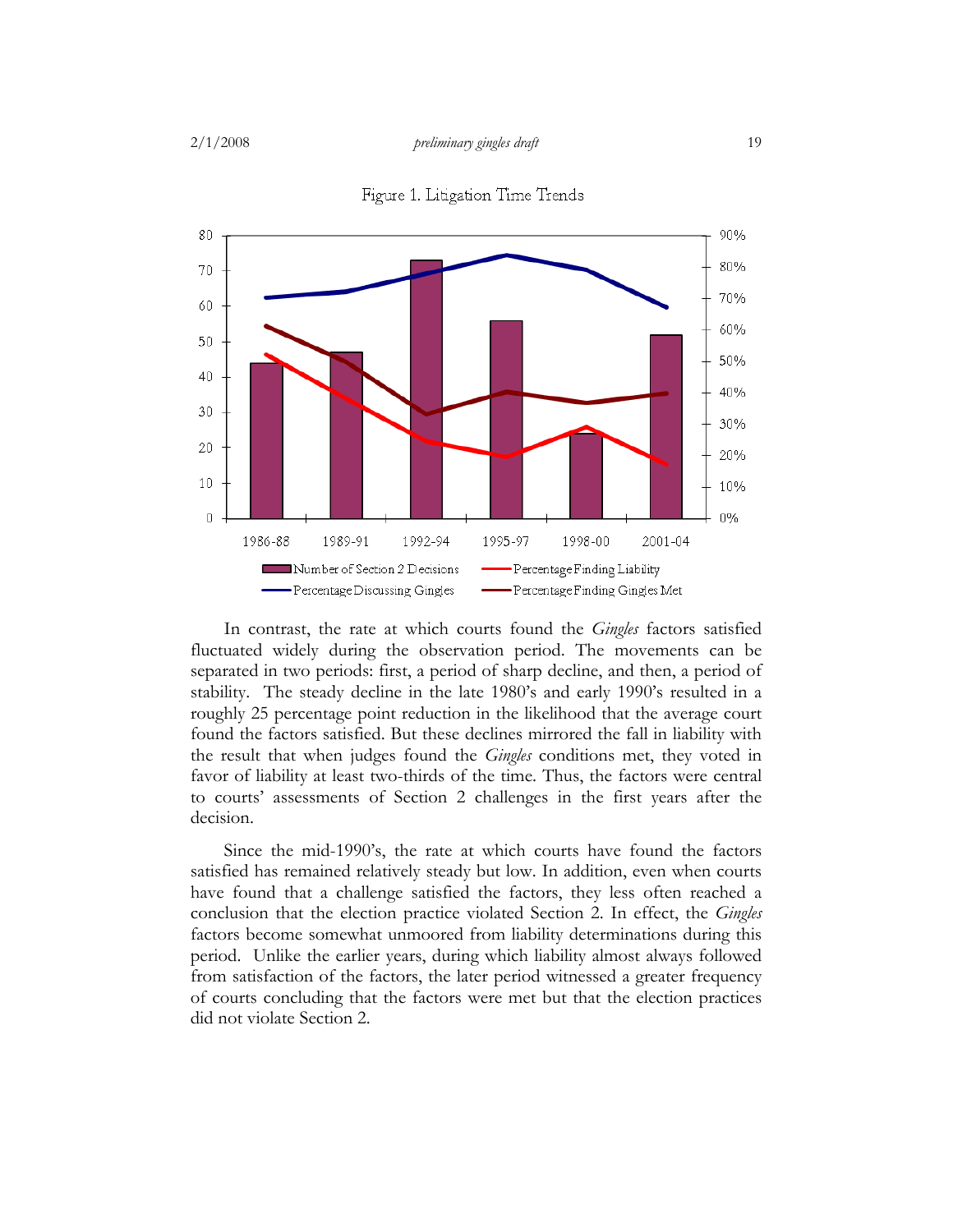Figure 1. Litigation Time Trends

In contrast, the rate at which courts found the *Gingles* factors satisfied fluctuated widely during the observation period. The movements can be separated in two periods: first, a period of sharp decline, and then, a period of stability. The steady decline in the late 1980's and early 1990's resulted in a roughly 25 percentage point reduction in the likelihood that the average court found the factors satisfied. But these declines mirrored the fall in liability with the result that when judges found the *Gingles* conditions met, they voted in favor of liability at least two-thirds of the time. Thus, the factors were central to courts' assessments of Section 2 challenges in the first years after the decision.

Since the mid-1990's, the rate at which courts have found the factors satisfied has remained relatively steady but low. In addition, even when courts have found that a challenge satisfied the factors, they less often reached a conclusion that the election practice violated Section 2. In effect, the *Gingles* factors become somewhat unmoored from liability determinations during this period. Unlike the earlier years, during which liability almost always followed from satisfaction of the factors, the later period witnessed a greater frequency of courts concluding that the factors were met but that the election practices did not violate Section 2.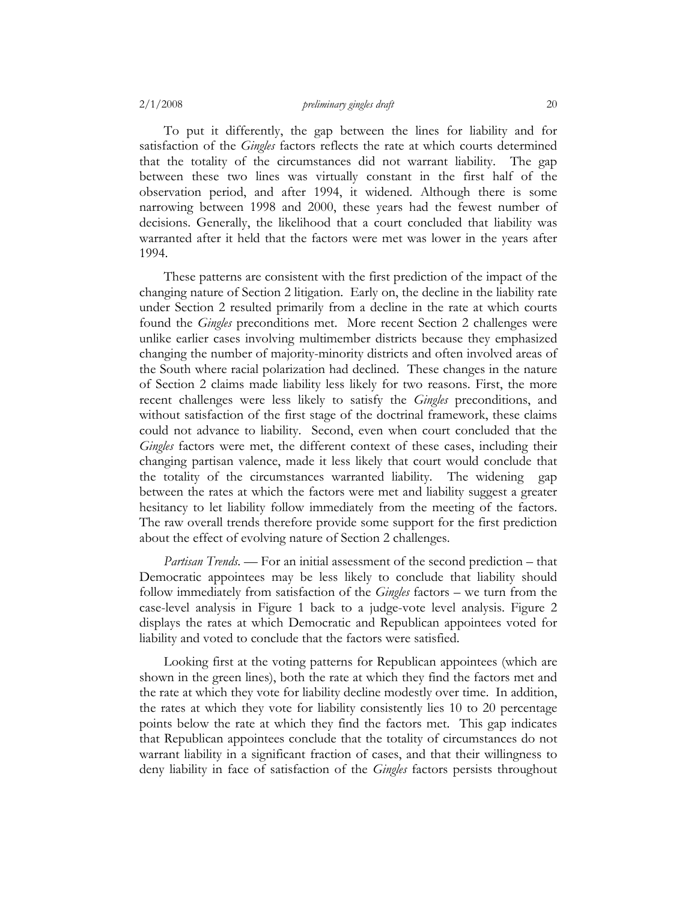To put it differently, the gap between the lines for liability and for satisfaction of the *Gingles* factors reflects the rate at which courts determined that the totality of the circumstances did not warrant liability. The gap between these two lines was virtually constant in the first half of the observation period, and after 1994, it widened. Although there is some narrowing between 1998 and 2000, these years had the fewest number of decisions. Generally, the likelihood that a court concluded that liability was warranted after it held that the factors were met was lower in the years after 1994.

These patterns are consistent with the first prediction of the impact of the changing nature of Section 2 litigation. Early on, the decline in the liability rate under Section 2 resulted primarily from a decline in the rate at which courts found the *Gingles* preconditions met. More recent Section 2 challenges were unlike earlier cases involving multimember districts because they emphasized changing the number of majority-minority districts and often involved areas of the South where racial polarization had declined. These changes in the nature of Section 2 claims made liability less likely for two reasons. First, the more recent challenges were less likely to satisfy the *Gingles* preconditions, and without satisfaction of the first stage of the doctrinal framework, these claims could not advance to liability. Second, even when court concluded that the *Gingles* factors were met, the different context of these cases, including their changing partisan valence, made it less likely that court would conclude that the totality of the circumstances warranted liability. The widening gap between the rates at which the factors were met and liability suggest a greater hesitancy to let liability follow immediately from the meeting of the factors. The raw overall trends therefore provide some support for the first prediction about the effect of evolving nature of Section 2 challenges.

*Partisan Trends*. — For an initial assessment of the second prediction – that Democratic appointees may be less likely to conclude that liability should follow immediately from satisfaction of the *Gingles* factors – we turn from the case-level analysis in Figure 1 back to a judge-vote level analysis. Figure 2 displays the rates at which Democratic and Republican appointees voted for liability and voted to conclude that the factors were satisfied.

Looking first at the voting patterns for Republican appointees (which are shown in the green lines), both the rate at which they find the factors met and the rate at which they vote for liability decline modestly over time. In addition, the rates at which they vote for liability consistently lies 10 to 20 percentage points below the rate at which they find the factors met. This gap indicates that Republican appointees conclude that the totality of circumstances do not warrant liability in a significant fraction of cases, and that their willingness to deny liability in face of satisfaction of the *Gingles* factors persists throughout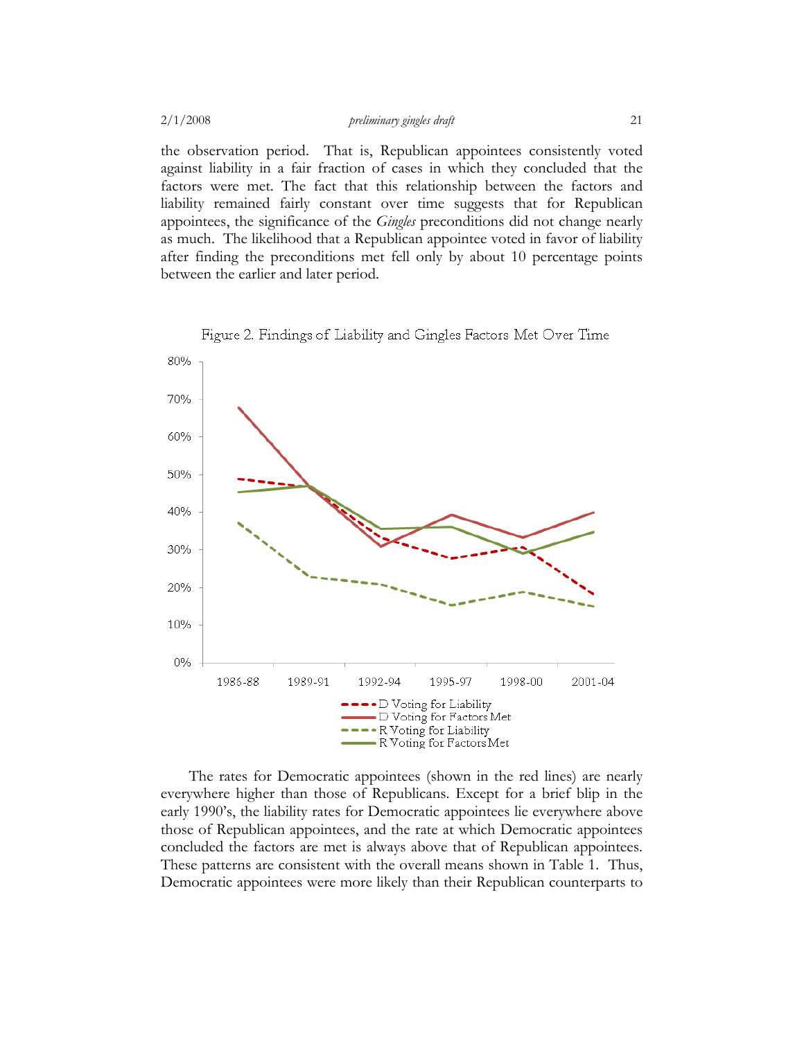the observation period. That is, Republican appointees consistently voted against liability in a fair fraction of cases in which they concluded that the factors were met. The fact that this relationship between the factors and liability remained fairly constant over time suggests that for Republican appointees, the significance of the *Gingles* preconditions did not change nearly as much. The likelihood that a Republican appointee voted in favor of liability after finding the preconditions met fell only by about 10 percentage points between the earlier and later period.

Figure 2. Findings of Liability and Gingles Factors Met Over Time

The rates for Democratic appointees (shown in the red lines) are nearly everywhere higher than those of Republicans. Except for a brief blip in the early 1990's, the liability rates for Democratic appointees lie everywhere above those of Republican appointees, and the rate at which Democratic appointees concluded the factors are met is always above that of Republican appointees. These patterns are consistent with the overall means shown in Table 1. Thus, Democratic appointees were more likely than their Republican counterparts to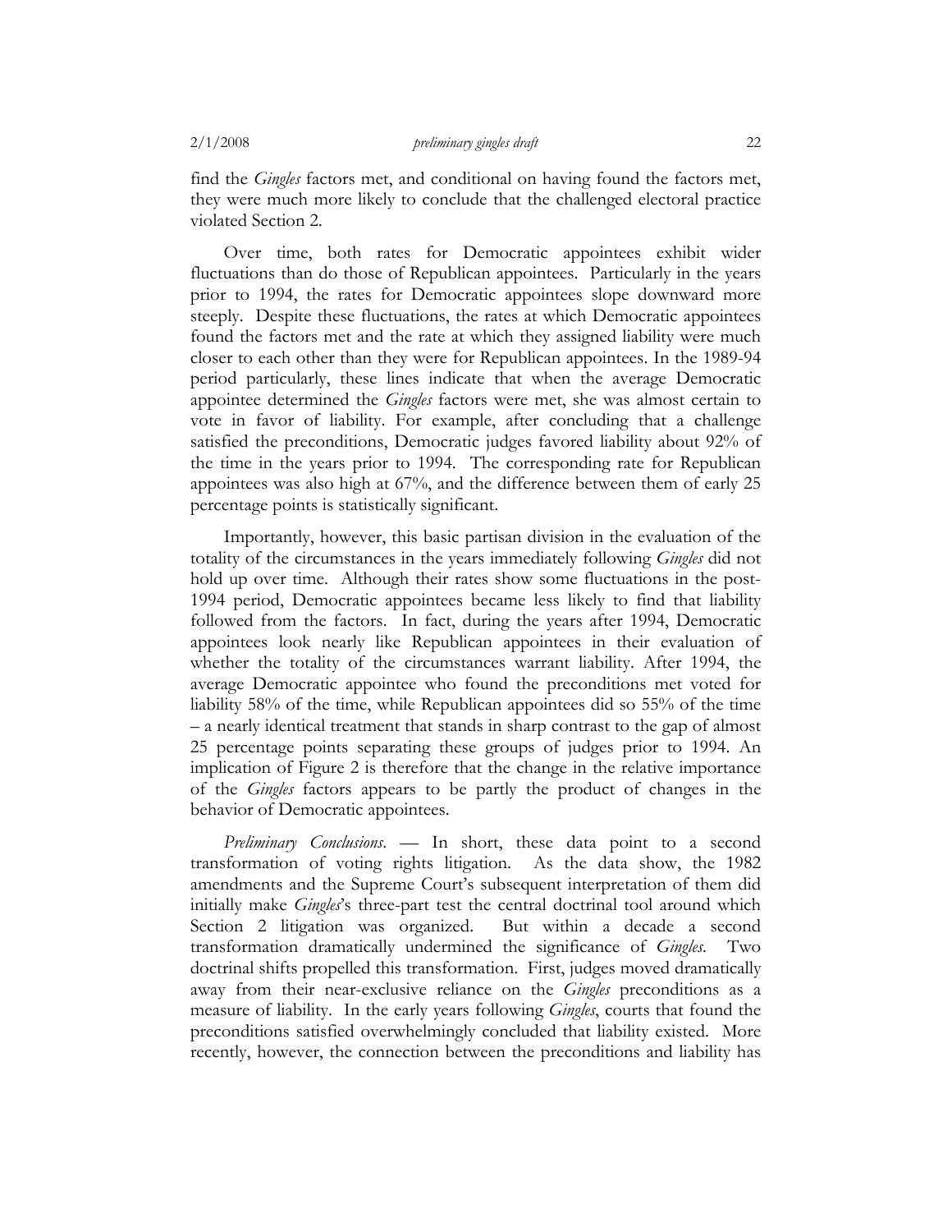find the *Gingles* factors met, and conditional on having found the factors met, they were much more likely to conclude that the challenged electoral practice violated Section 2.

Over time, both rates for Democratic appointees exhibit wider fluctuations than do those of Republican appointees. Particularly in the years prior to 1994, the rates for Democratic appointees slope downward more steeply. Despite these fluctuations, the rates at which Democratic appointees found the factors met and the rate at which they assigned liability were much closer to each other than they were for Republican appointees. In the 1989-94 period particularly, these lines indicate that when the average Democratic appointee determined the *Gingles* factors were met, she was almost certain to vote in favor of liability. For example, after concluding that a challenge satisfied the preconditions, Democratic judges favored liability about 92% of the time in the years prior to 1994. The corresponding rate for Republican appointees was also high at 67%, and the difference between them of early 25 percentage points is statistically significant.

Importantly, however, this basic partisan division in the evaluation of the totality of the circumstances in the years immediately following *Gingles* did not hold up over time. Although their rates show some fluctuations in the post-1994 period, Democratic appointees became less likely to find that liability followed from the factors. In fact, during the years after 1994, Democratic appointees look nearly like Republican appointees in their evaluation of whether the totality of the circumstances warrant liability. After 1994, the average Democratic appointee who found the preconditions met voted for liability 58% of the time, while Republican appointees did so 55% of the time – a nearly identical treatment that stands in sharp contrast to the gap of almost 25 percentage points separating these groups of judges prior to 1994. An implication of Figure 2 is therefore that the change in the relative importance of the *Gingles* factors appears to be partly the product of changes in the behavior of Democratic appointees.

*Preliminary Conclusions*. — In short, these data point to a second transformation of voting rights litigation. As the data show, the 1982 amendments and the Supreme Court's subsequent interpretation of them did initially make *Gingles*'s three-part test the central doctrinal tool around which Section 2 litigation was organized. But within a decade a second transformation dramatically undermined the significance of *Gingles*. Two doctrinal shifts propelled this transformation. First, judges moved dramatically away from their near-exclusive reliance on the *Gingles* preconditions as a measure of liability. In the early years following *Gingles*, courts that found the preconditions satisfied overwhelmingly concluded that liability existed. More recently, however, the connection between the preconditions and liability has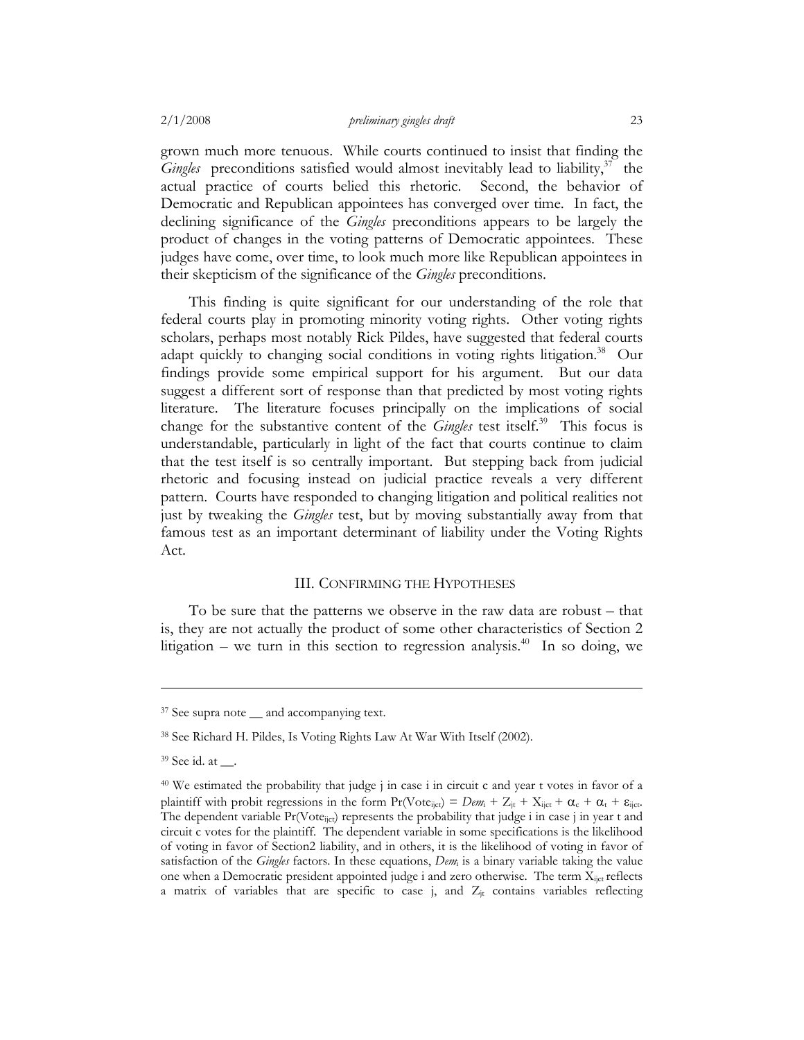grown much more tenuous. While courts continued to insist that finding the *Gingles* preconditions satisfied would almost inevitably lead to liability,[37] the actual practice of courts belied this rhetoric. Second, the behavior of Democratic and Republican appointees has converged over time. In fact, the declining significance of the *Gingles* preconditions appears to be largely the product of changes in the voting patterns of Democratic appointees. These judges have come, over time, to look much more like Republican appointees in their skepticism of the significance of the *Gingles* preconditions.

This finding is quite significant for our understanding of the role that federal courts play in promoting minority voting rights. Other voting rights scholars, perhaps most notably Rick Pildes, have suggested that federal courts adapt quickly to changing social conditions in voting rights litigation.[38] Our findings provide some empirical support for his argument. But our data suggest a different sort of response than that predicted by most voting rights literature. The literature focuses principally on the implications of social change for the substantive content of the *Gingles* test itself.[39] This focus is understandable, particularly in light of the fact that courts continue to claim that the test itself is so centrally important. But stepping back from judicial rhetoric and focusing instead on judicial practice reveals a very different pattern. Courts have responded to changing litigation and political realities not just by tweaking the *Gingles* test, but by moving substantially away from that famous test as an important determinant of liability under the Voting Rights Act.

## III. CONFIRMING THE HYPOTHESES

To be sure that the patterns we observe in the raw data are robust – that is, they are not actually the product of some other characteristics of Section 2 litigation – we turn in this section to regression analysis.[40] In so doing, we

---

[37] See supra note __ and accompanying text.

[38] See Richard H. Pildes, Is Voting Rights Law At War With Itself (2002).

[39] See id. at __.

[40] We estimated the probability that judge j in case i in circuit c and year t votes in favor of a plaintiff with probit regressions in the form $\Pr(\text{Vote}_{ijct}) = Dem_i + Z_{jt} + X_{ijct} + \alpha_c + \alpha_t + \varepsilon_{ijct}$. The dependent variable $\Pr(\text{Vote}_{ijct})$ represents the probability that judge i in case j in year t and circuit c votes for the plaintiff. The dependent variable in some specifications is the likelihood of voting in favor of Section2 liability, and in others, it is the likelihood of voting in favor of satisfaction of the *Gingles* factors. In these equations, $Dem_i$ is a binary variable taking the value one when a Democratic president appointed judge i and zero otherwise. The term $X_{ijct}$ reflects a matrix of variables that are specific to case j, and $Z_{jt}$ contains variables reflecting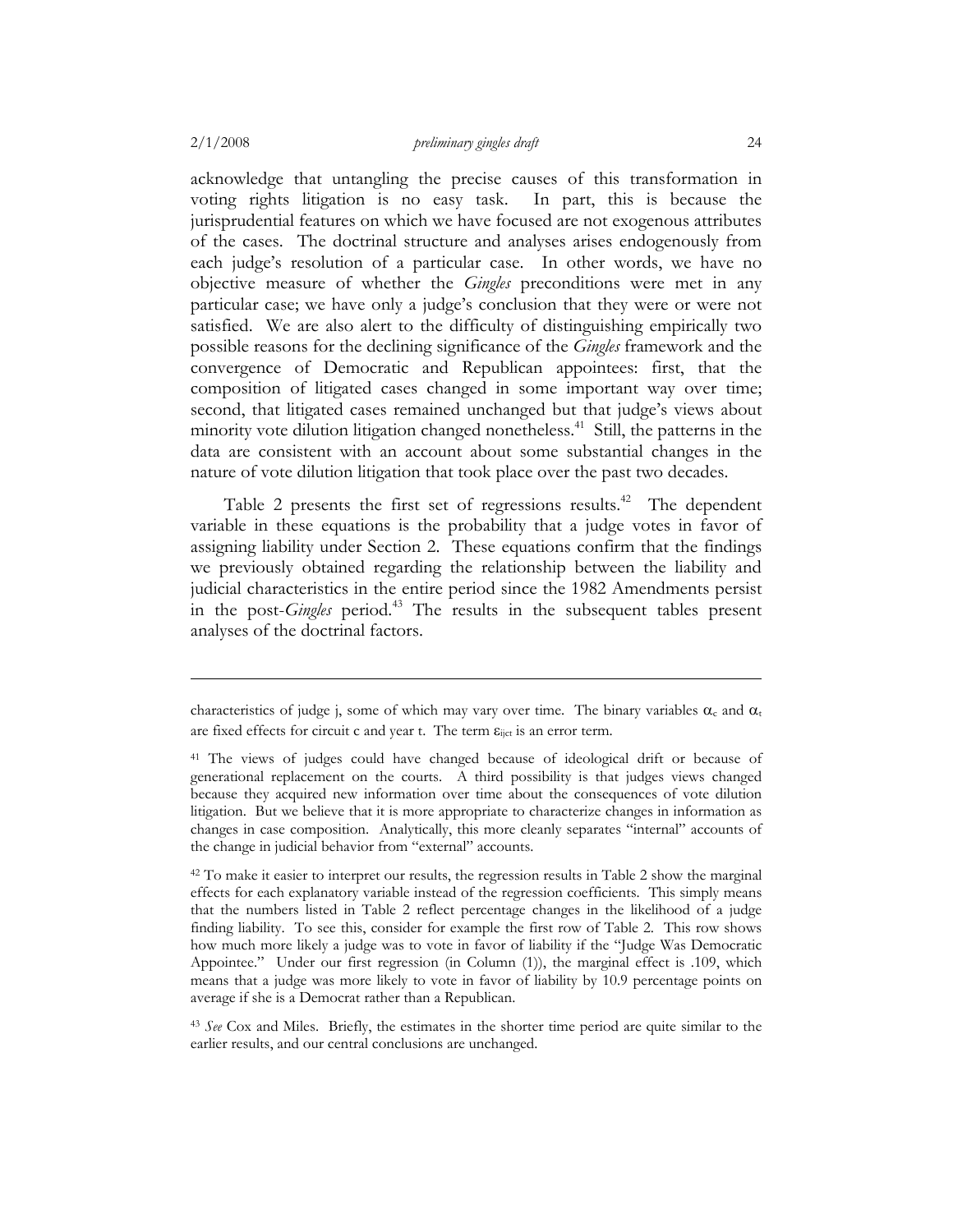acknowledge that untangling the precise causes of this transformation in voting rights litigation is no easy task. In part, this is because the jurisprudential features on which we have focused are not exogenous attributes of the cases. The doctrinal structure and analyses arises endogenously from each judge's resolution of a particular case. In other words, we have no objective measure of whether the *Gingles* preconditions were met in any particular case; we have only a judge's conclusion that they were or were not satisfied. We are also alert to the difficulty of distinguishing empirically two possible reasons for the declining significance of the *Gingles* framework and the convergence of Democratic and Republican appointees: first, that the composition of litigated cases changed in some important way over time; second, that litigated cases remained unchanged but that judge's views about minority vote dilution litigation changed nonetheless.[41] Still, the patterns in the data are consistent with an account about some substantial changes in the nature of vote dilution litigation that took place over the past two decades.

Table 2 presents the first set of regressions results.[42] The dependent variable in these equations is the probability that a judge votes in favor of assigning liability under Section 2. These equations confirm that the findings we previously obtained regarding the relationship between the liability and judicial characteristics in the entire period since the 1982 Amendments persist in the post-*Gingles* period.[43] The results in the subsequent tables present analyses of the doctrinal factors.

---

characteristics of judge j, some of which may vary over time. The binary variables $\alpha_c$ and $\alpha_t$ are fixed effects for circuit c and year t. The term $\varepsilon_{ijct}$ is an error term.

[41] The views of judges could have changed because of ideological drift or because of generational replacement on the courts. A third possibility is that judges views changed because they acquired new information over time about the consequences of vote dilution litigation. But we believe that it is more appropriate to characterize changes in information as changes in case composition. Analytically, this more cleanly separates "internal" accounts of the change in judicial behavior from "external" accounts.

[42] To make it easier to interpret our results, the regression results in Table 2 show the marginal effects for each explanatory variable instead of the regression coefficients. This simply means that the numbers listed in Table 2 reflect percentage changes in the likelihood of a judge finding liability. To see this, consider for example the first row of Table 2. This row shows how much more likely a judge was to vote in favor of liability if the "Judge Was Democratic Appointee." Under our first regression (in Column (1)), the marginal effect is .109, which means that a judge was more likely to vote in favor of liability by 10.9 percentage points on average if she is a Democrat rather than a Republican.

[43] *See* Cox and Miles. Briefly, the estimates in the shorter time period are quite similar to the earlier results, and our central conclusions are unchanged.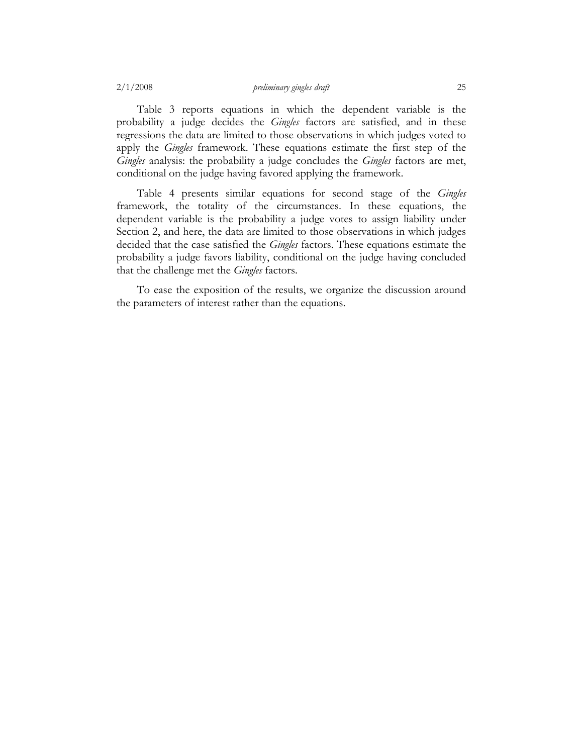Table 3 reports equations in which the dependent variable is the probability a judge decides the *Gingles* factors are satisfied, and in these regressions the data are limited to those observations in which judges voted to apply the *Gingles* framework. These equations estimate the first step of the *Gingles* analysis: the probability a judge concludes the *Gingles* factors are met, conditional on the judge having favored applying the framework.

Table 4 presents similar equations for second stage of the *Gingles* framework, the totality of the circumstances. In these equations, the dependent variable is the probability a judge votes to assign liability under Section 2, and here, the data are limited to those observations in which judges decided that the case satisfied the *Gingles* factors. These equations estimate the probability a judge favors liability, conditional on the judge having concluded that the challenge met the *Gingles* factors.

To ease the exposition of the results, we organize the discussion around the parameters of interest rather than the equations.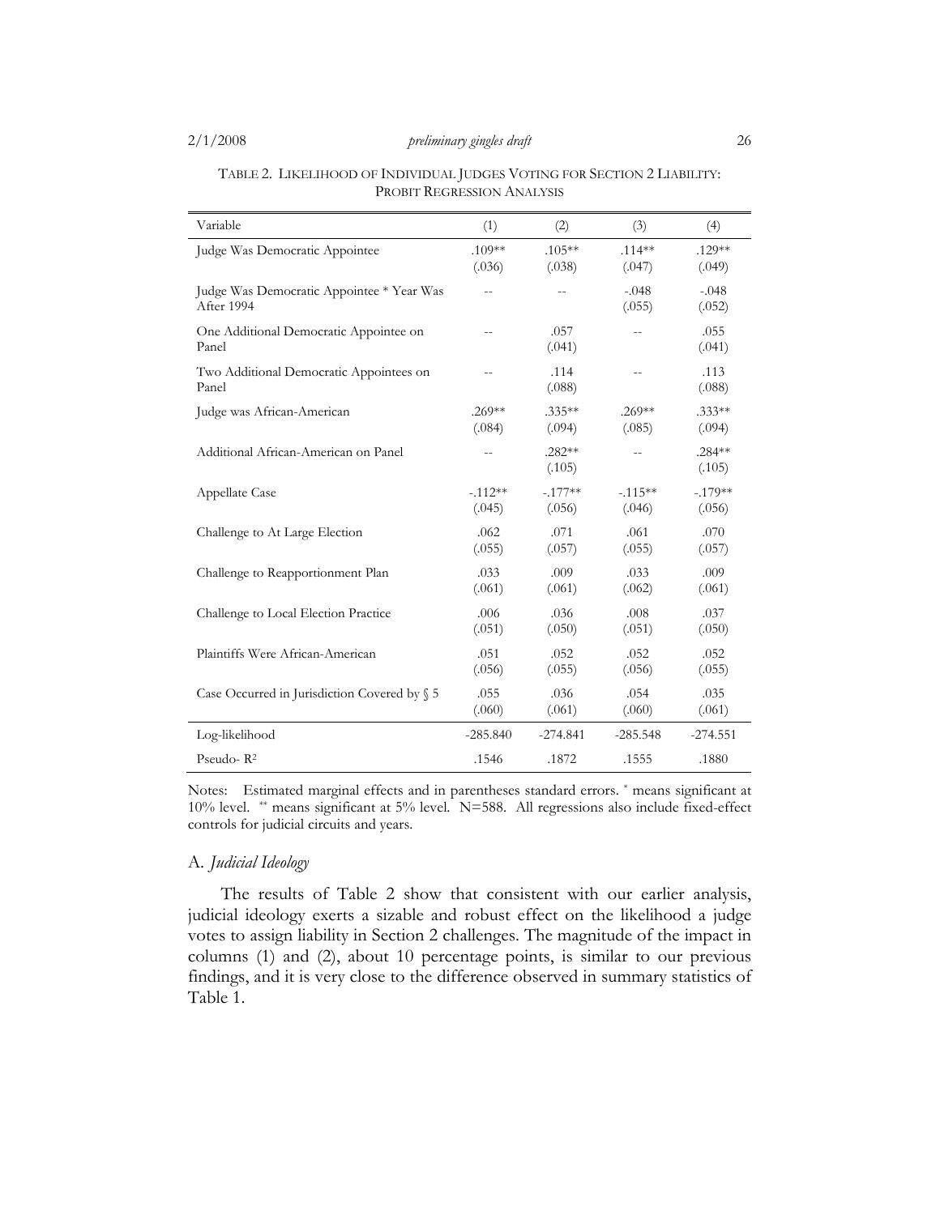TABLE 2. LIKELIHOOD OF INDIVIDUAL JUDGES VOTING FOR SECTION 2 LIABILITY: PROBIT REGRESSION ANALYSIS

| Variable | (1) | (2) | (3) | (4) |
|---|---|---|---|---|
| Judge Was Democratic Appointee | .109** (.036) | .105** (.038) | .114** (.047) | .129** (.049) |
| Judge Was Democratic Appointee * Year Was After 1994 | -- | -- | -.048 (.055) | -.048 (.052) |
| One Additional Democratic Appointee on Panel | -- | .057 (.041) | -- | .055 (.041) |
| Two Additional Democratic Appointees on Panel | -- | .114 (.088) | -- | .113 (.088) |
| Judge was African-American | .269** (.084) | .335** (.094) | .269** (.085) | .333** (.094) |
| Additional African-American on Panel | -- | .282** (.105) | -- | .284** (.105) |
| Appellate Case | -.112** (.045) | -.177** (.056) | -.115** (.046) | -.179** (.056) |
| Challenge to At Large Election | .062 (.055) | .071 (.057) | .061 (.055) | .070 (.057) |
| Challenge to Reapportionment Plan | .033 (.061) | .009 (.061) | .033 (.062) | .009 (.061) |
| Challenge to Local Election Practice | .006 (.051) | .036 (.050) | .008 (.051) | .037 (.050) |
| Plaintiffs Were African-American | .051 (.056) | .052 (.055) | .052 (.056) | .052 (.055) |
| Case Occurred in Jurisdiction Covered by § 5 | .055 (.060) | .036 (.061) | .054 (.060) | .035 (.061) |
| Log-likelihood | -285.840 | -274.841 | -285.548 | -274.551 |
| Pseudo- $R^2$ | .1546 | .1872 | .1555 | .1880 |

Notes: Estimated marginal effects and in parentheses standard errors. * means significant at 10% level. ** means significant at 5% level. N=588. All regressions also include fixed-effect controls for judicial circuits and years.

## A. *Judicial Ideology*

The results of Table 2 show that consistent with our earlier analysis, judicial ideology exerts a sizable and robust effect on the likelihood a judge votes to assign liability in Section 2 challenges. The magnitude of the impact in columns (1) and (2), about 10 percentage points, is similar to our previous findings, and it is very close to the difference observed in summary statistics of Table 1.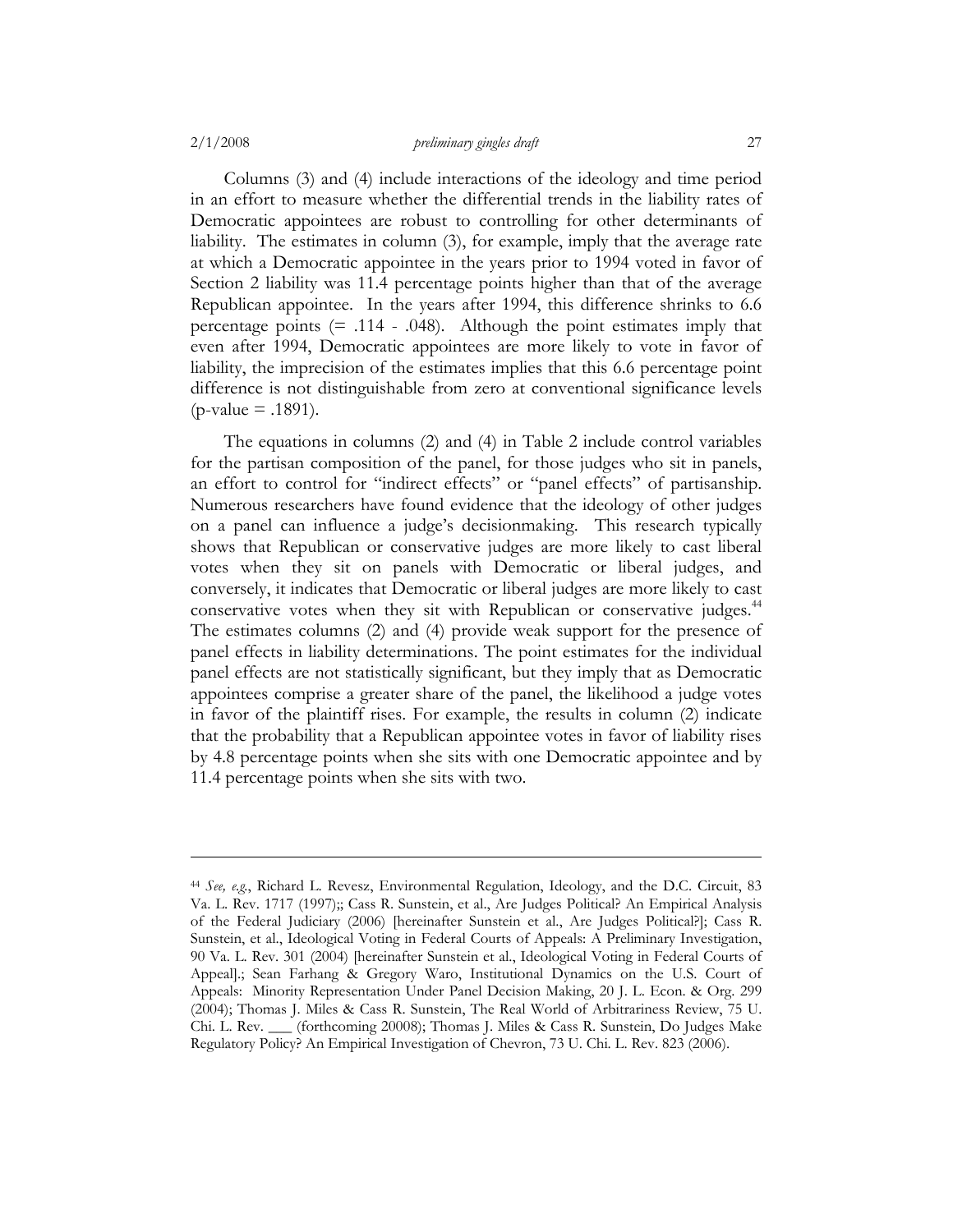Columns (3) and (4) include interactions of the ideology and time period in an effort to measure whether the differential trends in the liability rates of Democratic appointees are robust to controlling for other determinants of liability. The estimates in column (3), for example, imply that the average rate at which a Democratic appointee in the years prior to 1994 voted in favor of Section 2 liability was 11.4 percentage points higher than that of the average Republican appointee. In the years after 1994, this difference shrinks to 6.6 percentage points (= .114 - .048). Although the point estimates imply that even after 1994, Democratic appointees are more likely to vote in favor of liability, the imprecision of the estimates implies that this 6.6 percentage point difference is not distinguishable from zero at conventional significance levels (p-value = .1891).

The equations in columns (2) and (4) in Table 2 include control variables for the partisan composition of the panel, for those judges who sit in panels, an effort to control for "indirect effects" or "panel effects" of partisanship. Numerous researchers have found evidence that the ideology of other judges on a panel can influence a judge's decisionmaking. This research typically shows that Republican or conservative judges are more likely to cast liberal votes when they sit on panels with Democratic or liberal judges, and conversely, it indicates that Democratic or liberal judges are more likely to cast conservative votes when they sit with Republican or conservative judges.[44] The estimates columns (2) and (4) provide weak support for the presence of panel effects in liability determinations. The point estimates for the individual panel effects are not statistically significant, but they imply that as Democratic appointees comprise a greater share of the panel, the likelihood a judge votes in favor of the plaintiff rises. For example, the results in column (2) indicate that the probability that a Republican appointee votes in favor of liability rises by 4.8 percentage points when she sits with one Democratic appointee and by 11.4 percentage points when she sits with two.

---

[44] *See, e.g.*, Richard L. Revesz, Environmental Regulation, Ideology, and the D.C. Circuit, 83 Va. L. Rev. 1717 (1997);; Cass R. Sunstein, et al., Are Judges Political? An Empirical Analysis of the Federal Judiciary (2006) [hereinafter Sunstein et al., Are Judges Political?]; Cass R. Sunstein, et al., Ideological Voting in Federal Courts of Appeals: A Preliminary Investigation, 90 Va. L. Rev. 301 (2004) [hereinafter Sunstein et al., Ideological Voting in Federal Courts of Appeal].; Sean Farhang & Gregory Waro, Institutional Dynamics on the U.S. Court of Appeals: Minority Representation Under Panel Decision Making, 20 J. L. Econ. & Org. 299 (2004); Thomas J. Miles & Cass R. Sunstein, The Real World of Arbitrariness Review, 75 U. Chi. L. Rev. ___ (forthcoming 20008); Thomas J. Miles & Cass R. Sunstein, Do Judges Make Regulatory Policy? An Empirical Investigation of Chevron, 73 U. Chi. L. Rev. 823 (2006).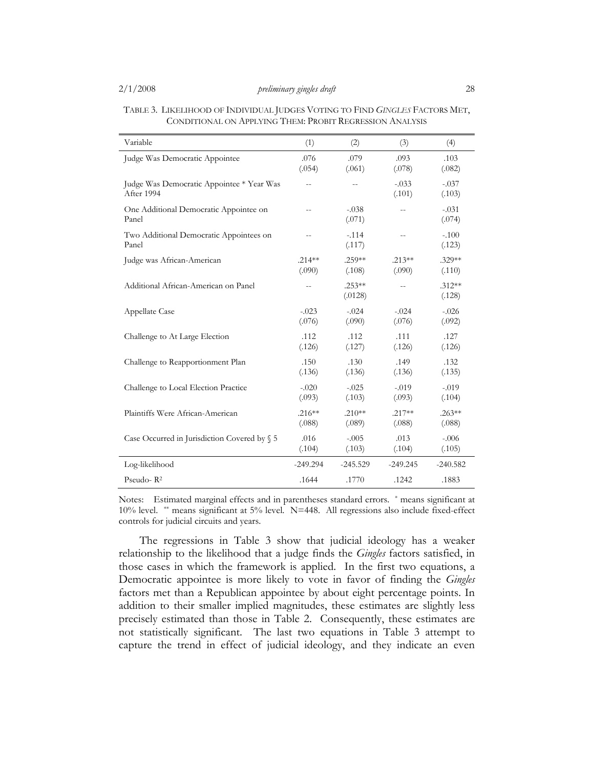TABLE 3. LIKELIHOOD OF INDIVIDUAL JUDGES VOTING TO FIND *GINGLES* FACTORS MET, CONDITIONAL ON APPLYING THEM: PROBIT REGRESSION ANALYSIS

| Variable | (1) | (2) | (3) | (4) |
|---|---|---|---|---|
| Judge Was Democratic Appointee | .076 (.054) | .079 (.061) | .093 (.078) | .103 (.082) |
| Judge Was Democratic Appointee * Year Was After 1994 | -- | -- | -.033 (.101) | -.037 (.103) |
| One Additional Democratic Appointee on Panel | -- | -.038 (.071) | -- | -.031 (.074) |
| Two Additional Democratic Appointees on Panel | -- | -.114 (.117) | -- | -.100 (.123) |
| Judge was African-American | .214** (.090) | .259** (.108) | .213** (.090) | .329** (.110) |
| Additional African-American on Panel | -- | .253** (.0128) | -- | .312** (.128) |
| Appellate Case | -.023 (.076) | -.024 (.090) | -.024 (.076) | -.026 (.092) |
| Challenge to At Large Election | .112 (.126) | .112 (.127) | .111 (.126) | .127 (.126) |
| Challenge to Reapportionment Plan | .150 (.136) | .130 (.136) | .149 (.136) | .132 (.135) |
| Challenge to Local Election Practice | -.020 (.093) | -.025 (.103) | -.019 (.093) | -.019 (.104) |
| Plaintiffs Were African-American | .216** (.088) | .210** (.089) | .217** (.088) | .263** (.088) |
| Case Occurred in Jurisdiction Covered by § 5 | .016 (.104) | -.005 (.103) | .013 (.104) | -.006 (.105) |
| Log-likelihood | -249.294 | -245.529 | -249.245 | -240.582 |
| Pseudo- $R^2$ | .1644 | .1770 | .1242 | .1883 |

Notes: Estimated marginal effects and in parentheses standard errors. * means significant at 10% level. ** means significant at 5% level. N=448. All regressions also include fixed-effect controls for judicial circuits and years.

The regressions in Table 3 show that judicial ideology has a weaker relationship to the likelihood that a judge finds the *Gingles* factors satisfied, in those cases in which the framework is applied. In the first two equations, a Democratic appointee is more likely to vote in favor of finding the *Gingles* factors met than a Republican appointee by about eight percentage points. In addition to their smaller implied magnitudes, these estimates are slightly less precisely estimated than those in Table 2. Consequently, these estimates are not statistically significant. The last two equations in Table 3 attempt to capture the trend in effect of judicial ideology, and they indicate an even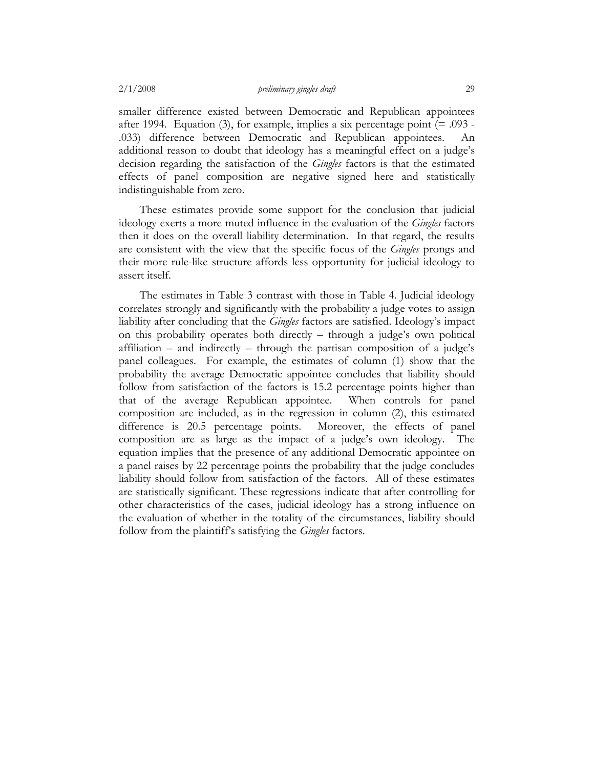smaller difference existed between Democratic and Republican appointees after 1994. Equation (3), for example, implies a six percentage point (= .093 - .033) difference between Democratic and Republican appointees. An additional reason to doubt that ideology has a meaningful effect on a judge's decision regarding the satisfaction of the *Gingles* factors is that the estimated effects of panel composition are negative signed here and statistically indistinguishable from zero.

These estimates provide some support for the conclusion that judicial ideology exerts a more muted influence in the evaluation of the *Gingles* factors then it does on the overall liability determination. In that regard, the results are consistent with the view that the specific focus of the *Gingles* prongs and their more rule-like structure affords less opportunity for judicial ideology to assert itself.

The estimates in Table 3 contrast with those in Table 4. Judicial ideology correlates strongly and significantly with the probability a judge votes to assign liability after concluding that the *Gingles* factors are satisfied. Ideology's impact on this probability operates both directly – through a judge's own political affiliation – and indirectly – through the partisan composition of a judge's panel colleagues. For example, the estimates of column (1) show that the probability the average Democratic appointee concludes that liability should follow from satisfaction of the factors is 15.2 percentage points higher than that of the average Republican appointee. When controls for panel composition are included, as in the regression in column (2), this estimated difference is 20.5 percentage points. Moreover, the effects of panel composition are as large as the impact of a judge's own ideology. The equation implies that the presence of any additional Democratic appointee on a panel raises by 22 percentage points the probability that the judge concludes liability should follow from satisfaction of the factors. All of these estimates are statistically significant. These regressions indicate that after controlling for other characteristics of the cases, judicial ideology has a strong influence on the evaluation of whether in the totality of the circumstances, liability should follow from the plaintiff's satisfying the *Gingles* factors.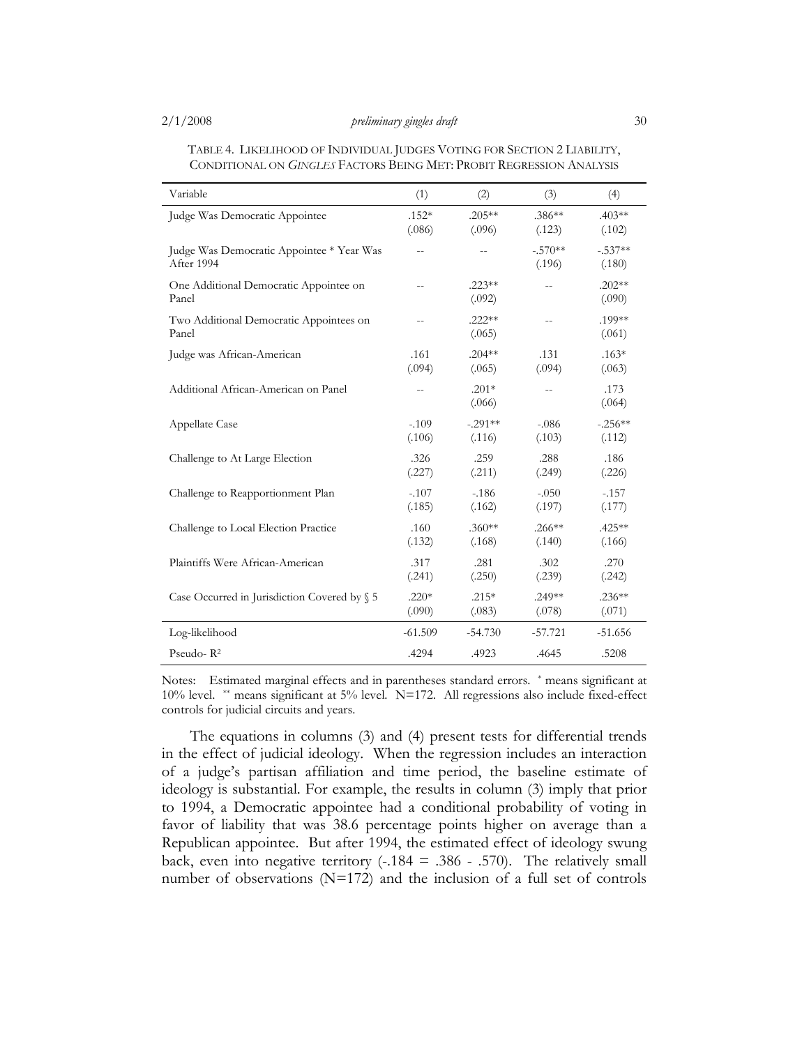TABLE 4. LIKELIHOOD OF INDIVIDUAL JUDGES VOTING FOR SECTION 2 LIABILITY, CONDITIONAL ON *GINGLES* FACTORS BEING MET: PROBIT REGRESSION ANALYSIS

| Variable | (1) | (2) | (3) | (4) |
|---|---|---|---|---|
| Judge Was Democratic Appointee | .152* (.086) | .205** (.096) | .386** (.123) | .403** (.102) |
| Judge Was Democratic Appointee * Year Was After 1994 | -- | -- | -.570** (.196) | -.537** (.180) |
| One Additional Democratic Appointee on Panel | -- | .223** (.092) | -- | .202** (.090) |
| Two Additional Democratic Appointees on Panel | -- | .222** (.065) | -- | .199** (.061) |
| Judge was African-American | .161 (.094) | .204** (.065) | .131 (.094) | .163* (.063) |
| Additional African-American on Panel | -- | .201* (.066) | -- | .173 (.064) |
| Appellate Case | -.109 (.106) | -.291** (.116) | -.086 (.103) | -.256** (.112) |
| Challenge to At Large Election | .326 (.227) | .259 (.211) | .288 (.249) | .186 (.226) |
| Challenge to Reapportionment Plan | -.107 (.185) | -.186 (.162) | -.050 (.197) | -.157 (.177) |
| Challenge to Local Election Practice | .160 (.132) | .360** (.168) | .266** (.140) | .425** (.166) |
| Plaintiffs Were African-American | .317 (.241) | .281 (.250) | .302 (.239) | .270 (.242) |
| Case Occurred in Jurisdiction Covered by § 5 | .220* (.090) | .215* (.083) | .249** (.078) | .236** (.071) |
| Log-likelihood | -61.509 | -54.730 | -57.721 | -51.656 |
| Pseudo- $R^2$ | .4294 | .4923 | .4645 | .5208 |

Notes: Estimated marginal effects and in parentheses standard errors. * means significant at 10% level. ** means significant at 5% level. N=172. All regressions also include fixed-effect controls for judicial circuits and years.

The equations in columns (3) and (4) present tests for differential trends in the effect of judicial ideology. When the regression includes an interaction of a judge's partisan affiliation and time period, the baseline estimate of ideology is substantial. For example, the results in column (3) imply that prior to 1994, a Democratic appointee had a conditional probability of voting in favor of liability that was 38.6 percentage points higher on average than a Republican appointee. But after 1994, the estimated effect of ideology swung back, even into negative territory (-.184 = .386 - .570). The relatively small number of observations (N=172) and the inclusion of a full set of controls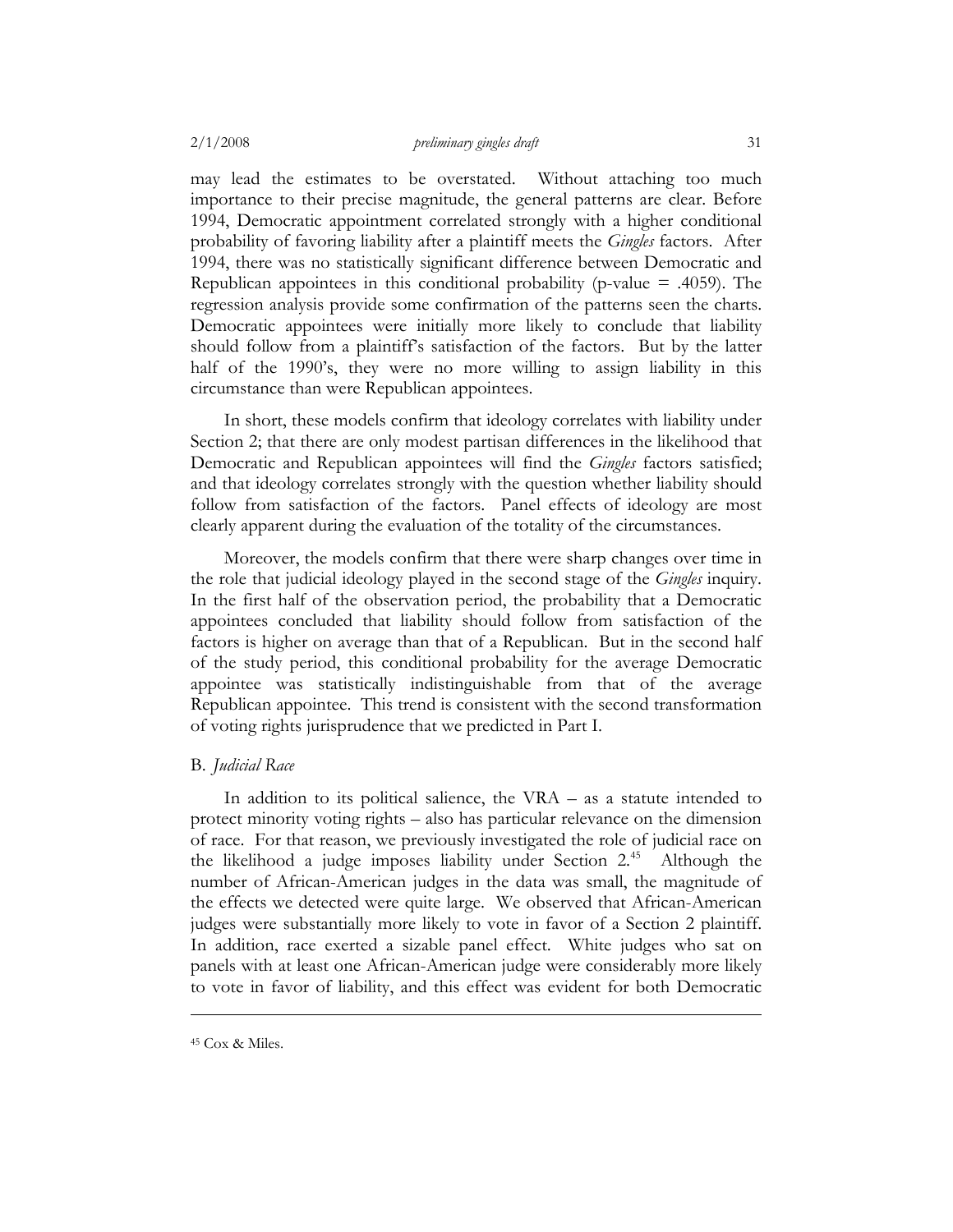may lead the estimates to be overstated. Without attaching too much importance to their precise magnitude, the general patterns are clear. Before 1994, Democratic appointment correlated strongly with a higher conditional probability of favoring liability after a plaintiff meets the *Gingles* factors. After 1994, there was no statistically significant difference between Democratic and Republican appointees in this conditional probability (p-value = .4059). The regression analysis provide some confirmation of the patterns seen the charts. Democratic appointees were initially more likely to conclude that liability should follow from a plaintiff's satisfaction of the factors. But by the latter half of the 1990's, they were no more willing to assign liability in this circumstance than were Republican appointees.

In short, these models confirm that ideology correlates with liability under Section 2; that there are only modest partisan differences in the likelihood that Democratic and Republican appointees will find the *Gingles* factors satisfied; and that ideology correlates strongly with the question whether liability should follow from satisfaction of the factors. Panel effects of ideology are most clearly apparent during the evaluation of the totality of the circumstances.

Moreover, the models confirm that there were sharp changes over time in the role that judicial ideology played in the second stage of the *Gingles* inquiry. In the first half of the observation period, the probability that a Democratic appointees concluded that liability should follow from satisfaction of the factors is higher on average than that of a Republican. But in the second half of the study period, this conditional probability for the average Democratic appointee was statistically indistinguishable from that of the average Republican appointee. This trend is consistent with the second transformation of voting rights jurisprudence that we predicted in Part I.

### B. *Judicial Race*

In addition to its political salience, the VRA – as a statute intended to protect minority voting rights – also has particular relevance on the dimension of race. For that reason, we previously investigated the role of judicial race on the likelihood a judge imposes liability under Section 2.[45] Although the number of African-American judges in the data was small, the magnitude of the effects we detected were quite large. We observed that African-American judges were substantially more likely to vote in favor of a Section 2 plaintiff. In addition, race exerted a sizable panel effect. White judges who sat on panels with at least one African-American judge were considerably more likely to vote in favor of liability, and this effect was evident for both Democratic

---

[45] Cox & Miles.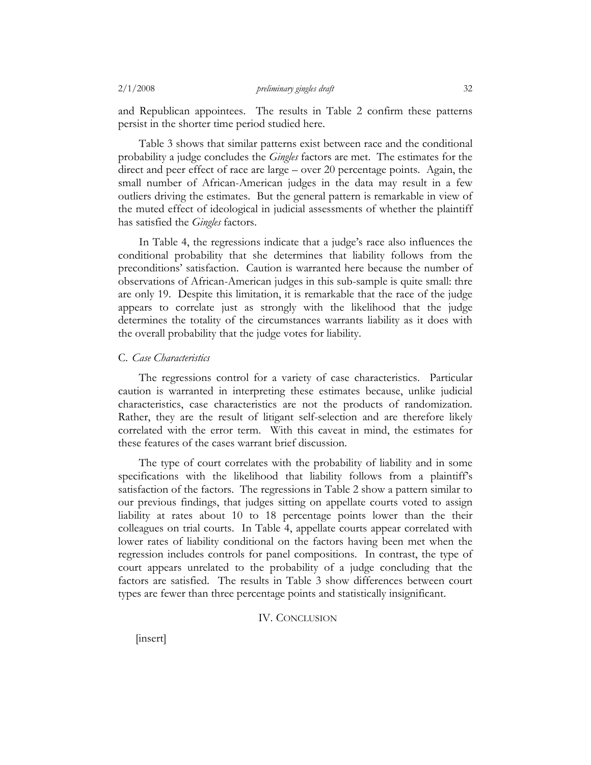and Republican appointees. The results in Table 2 confirm these patterns persist in the shorter time period studied here.

Table 3 shows that similar patterns exist between race and the conditional probability a judge concludes the *Gingles* factors are met. The estimates for the direct and peer effect of race are large – over 20 percentage points. Again, the small number of African-American judges in the data may result in a few outliers driving the estimates. But the general pattern is remarkable in view of the muted effect of ideological in judicial assessments of whether the plaintiff has satisfied the *Gingles* factors.

In Table 4, the regressions indicate that a judge's race also influences the conditional probability that she determines that liability follows from the preconditions' satisfaction. Caution is warranted here because the number of observations of African-American judges in this sub-sample is quite small: thre are only 19. Despite this limitation, it is remarkable that the race of the judge appears to correlate just as strongly with the likelihood that the judge determines the totality of the circumstances warrants liability as it does with the overall probability that the judge votes for liability.

### C. *Case Characteristics*

The regressions control for a variety of case characteristics. Particular caution is warranted in interpreting these estimates because, unlike judicial characteristics, case characteristics are not the products of randomization. Rather, they are the result of litigant self-selection and are therefore likely correlated with the error term. With this caveat in mind, the estimates for these features of the cases warrant brief discussion.

The type of court correlates with the probability of liability and in some specifications with the likelihood that liability follows from a plaintiff's satisfaction of the factors. The regressions in Table 2 show a pattern similar to our previous findings, that judges sitting on appellate courts voted to assign liability at rates about 10 to 18 percentage points lower than the their colleagues on trial courts. In Table 4, appellate courts appear correlated with lower rates of liability conditional on the factors having been met when the regression includes controls for panel compositions. In contrast, the type of court appears unrelated to the probability of a judge concluding that the factors are satisfied. The results in Table 3 show differences between court types are fewer than three percentage points and statistically insignificant.

## IV. CONCLUSION

[insert]